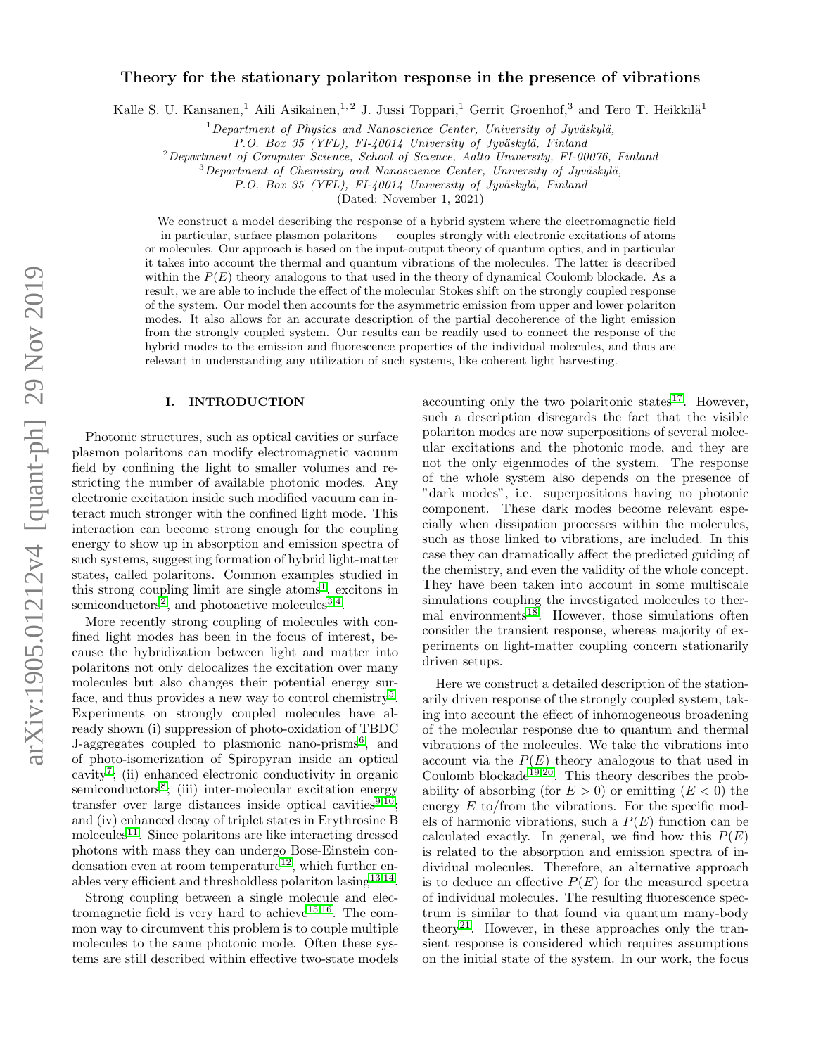# Theory for the stationary polariton response in the presence of vibrations

Kalle S. U. Kansanen,[1] Aili Asikainen,[1,2] J. Jussi Toppari,[1] Gerrit Groenhof,[3] and Tero T. Heikkilä[1]

[1] *Department of Physics and Nanoscience Center, University of Jyväskylä, P.O. Box 35 (YFL), FI-40014 University of Jyväskylä, Finland*

[2] *Department of Computer Science, School of Science, Aalto University, FI-00076, Finland*

[3] *Department of Chemistry and Nanoscience Center, University of Jyväskylä, P.O. Box 35 (YFL), FI-40014 University of Jyväskylä, Finland*

(Dated: November 1, 2021)

We construct a model describing the response of a hybrid system where the electromagnetic field — in particular, surface plasmon polaritons — couples strongly with electronic excitations of atoms or molecules. Our approach is based on the input-output theory of quantum optics, and in particular it takes into account the thermal and quantum vibrations of the molecules. The latter is described within the $P(E)$ theory analogous to that used in the theory of dynamical Coulomb blockade. As a result, we are able to include the effect of the molecular Stokes shift on the strongly coupled response of the system. Our model then accounts for the asymmetric emission from upper and lower polariton modes. It also allows for an accurate description of the partial decoherence of the light emission from the strongly coupled system. Our results can be readily used to connect the response of the hybrid modes to the emission and fluorescence properties of the individual molecules, and thus are relevant in understanding any utilization of such systems, like coherent light harvesting.

## I. INTRODUCTION

Photonic structures, such as optical cavities or surface plasmon polaritons can modify electromagnetic vacuum field by confining the light to smaller volumes and restricting the number of available photonic modes. Any electronic excitation inside such modified vacuum can interact much stronger with the confined light mode. This interaction can become strong enough for the coupling energy to show up in absorption and emission spectra of such systems, suggesting formation of hybrid light-matter states, called polaritons. Common examples studied in this strong coupling limit are single atoms[1], excitons in semiconductors[2], and photoactive molecules[3,4].

More recently strong coupling of molecules with confined light modes has been in the focus of interest, because the hybridization between light and matter into polaritons not only delocalizes the excitation over many molecules but also changes their potential energy surface, and thus provides a new way to control chemistry[5]. Experiments on strongly coupled molecules have already shown (i) suppression of photo-oxidation of TBDC J-aggregates coupled to plasmonic nano-prisms[6], and of photo-isomerization of Spiropyran inside an optical cavity[7]; (ii) enhanced electronic conductivity in organic semiconductors[8]; (iii) inter-molecular excitation energy transfer over large distances inside optical cavities[9,10]; and (iv) enhanced decay of triplet states in Erythrosine B molecules[11]. Since polaritons are like interacting dressed photons with mass they can undergo Bose-Einstein condensation even at room temperature[12], which further enables very efficient and thresholdless polariton lasing[13,14].

Strong coupling between a single molecule and electromagnetic field is very hard to achieve[15,16]. The common way to circumvent this problem is to couple multiple molecules to the same photonic mode. Often these systems are still described within effective two-state models accounting only the two polaritonic states[17]. However, such a description disregards the fact that the visible polariton modes are now superpositions of several molecular excitations and the photonic mode, and they are not the only eigenmodes of the system. The response of the whole system also depends on the presence of "dark modes", i.e. superpositions having no photonic component. These dark modes become relevant especially when dissipation processes within the molecules, such as those linked to vibrations, are included. In this case they can dramatically affect the predicted guiding of the chemistry, and even the validity of the whole concept. They have been taken into account in some multiscale simulations coupling the investigated molecules to thermal environments[18]. However, those simulations often consider the transient response, whereas majority of experiments on light-matter coupling concern stationarily driven setups.

Here we construct a detailed description of the stationarily driven response of the strongly coupled system, taking into account the effect of inhomogeneous broadening of the molecular response due to quantum and thermal vibrations of the molecules. We take the vibrations into account via the $P(E)$ theory analogous to that used in Coulomb blockade[19,20]. This theory describes the probability of absorbing (for $E > 0$) or emitting ($E < 0$) the energy $E$ to/from the vibrations. For the specific models of harmonic vibrations, such a $P(E)$ function can be calculated exactly. In general, we find how this $P(E)$ is related to the absorption and emission spectra of individual molecules. Therefore, an alternative approach is to deduce an effective $P(E)$ for the measured spectra of individual molecules. The resulting fluorescence spectrum is similar to that found via quantum many-body theory[21]. However, in these approaches only the transient response is considered which requires assumptions on the initial state of the system. In our work, the focus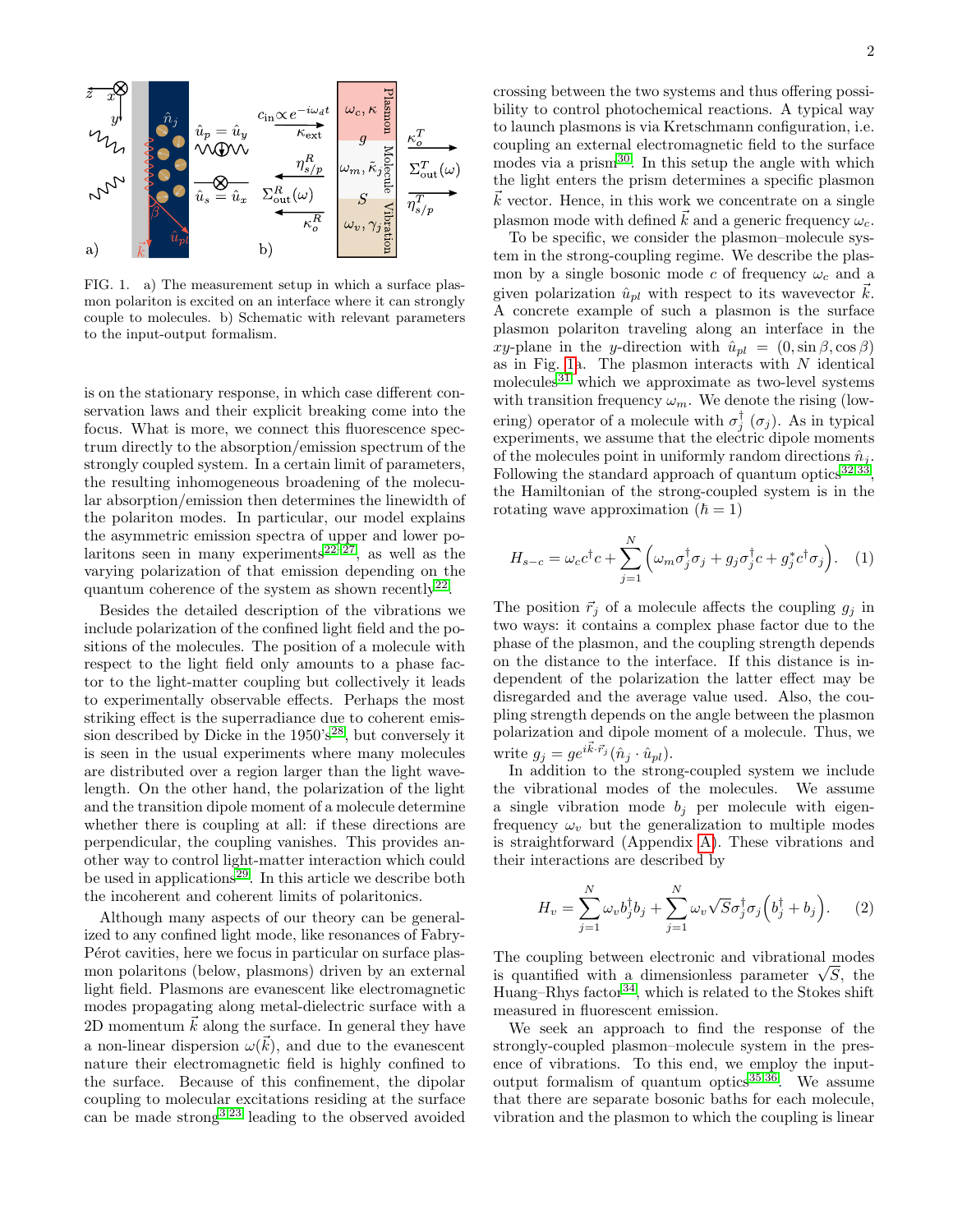FIG. 1. a) The measurement setup in which a surface plasmon polariton is excited on an interface where it can strongly couple to molecules. b) Schematic with relevant parameters to the input-output formalism.

is on the stationary response, in which case different conservation laws and their explicit breaking come into the focus. What is more, we connect this fluorescence spectrum directly to the absorption/emission spectrum of the strongly coupled system. In a certain limit of parameters, the resulting inhomogeneous broadening of the molecular absorption/emission then determines the linewidth of the polariton modes. In particular, our model explains the asymmetric emission spectra of upper and lower polaritons seen in many experiments[22–27], as well as the varying polarization of that emission depending on the quantum coherence of the system as shown recently[22].

Besides the detailed description of the vibrations we include polarization of the confined light field and the positions of the molecules. The position of a molecule with respect to the light field only amounts to a phase factor to the light-matter coupling but collectively it leads to experimentally observable effects. Perhaps the most striking effect is the superradiance due to coherent emission described by Dicke in the 1950's[28], but conversely it is seen in the usual experiments where many molecules are distributed over a region larger than the light wavelength. On the other hand, the polarization of the light and the transition dipole moment of a molecule determine whether there is coupling at all: if these directions are perpendicular, the coupling vanishes. This provides another way to control light-matter interaction which could be used in applications[29]. In this article we describe both the incoherent and coherent limits of polaritonics.

Although many aspects of our theory can be generalized to any confined light mode, like resonances of Fabry-Pérot cavities, here we focus in particular on surface plasmon polaritons (below, plasmons) driven by an external light field. Plasmons are evanescent like electromagnetic modes propagating along metal-dielectric surface with a 2D momentum $\vec{k}$ along the surface. In general they have a non-linear dispersion $\omega(\vec{k})$, and due to the evanescent nature their electromagnetic field is highly confined to the surface. Because of this confinement, the dipolar coupling to molecular excitations residing at the surface can be made strong[3,23] leading to the observed avoided crossing between the two systems and thus offering possibility to control photochemical reactions. A typical way to launch plasmons is via Kretschmann configuration, i.e. coupling an external electromagnetic field to the surface modes via a prism[30]. In this setup the angle with which the light enters the prism determines a specific plasmon $\vec{k}$ vector. Hence, in this work we concentrate on a single plasmon mode with defined $\vec{k}$ and a generic frequency $\omega_c$.

To be specific, we consider the plasmon–molecule system in the strong-coupling regime. We describe the plasmon by a single bosonic mode $c$ of frequency $\omega_c$ and a given polarization $\hat{u}_{pl}$ with respect to its wavevector $\vec{k}$. A concrete example of such a plasmon is the surface plasmon polariton traveling along an interface in the $xy$-plane in the $y$-direction with $\hat{u}_{pl} = (0, \sin\beta, \cos\beta)$ as in Fig. 1a. The plasmon interacts with $N$ identical molecules[31] which we approximate as two-level systems with transition frequency $\omega_m$. We denote the rising (lowering) operator of a molecule with $\sigma_j^\dagger$ ($\sigma_j$). As in typical experiments, we assume that the electric dipole moments of the molecules point in uniformly random directions $\hat{n}_j$. Following the standard approach of quantum optics[32,33], the Hamiltonian of the strong-coupled system is in the rotating wave approximation ($\hbar = 1$)

$$H_{s-c} = \omega_c c^\dagger c + \sum_{j=1}^{N}\left(\omega_m \sigma_j^\dagger \sigma_j + g_j \sigma_j^\dagger c + g_j^* c^\dagger \sigma_j\right). \quad (1)$$

The position $\vec{r}_j$ of a molecule affects the coupling $g_j$ in two ways: it contains a complex phase factor due to the phase of the plasmon, and the coupling strength depends on the distance to the interface. If this distance is independent of the polarization the latter effect may be disregarded and the average value used. Also, the coupling strength depends on the angle between the plasmon polarization and dipole moment of a molecule. Thus, we write $g_j = g e^{i\vec{k}\cdot\vec{r}_j}(\hat{n}_j \cdot \hat{u}_{pl})$.

In addition to the strong-coupled system we include the vibrational modes of the molecules. We assume a single vibration mode $b_j$ per molecule with eigenfrequency $\omega_v$ but the generalization to multiple modes is straightforward (Appendix A). These vibrations and their interactions are described by

$$H_v = \sum_{j=1}^{N} \omega_v b_j^\dagger b_j + \sum_{j=1}^{N} \omega_v \sqrt{S} \sigma_j^\dagger \sigma_j \left(b_j^\dagger + b_j\right). \quad (2)$$

The coupling between electronic and vibrational modes is quantified with a dimensionless parameter $\sqrt{S}$, the Huang–Rhys factor[34], which is related to the Stokes shift measured in fluorescent emission.

We seek an approach to find the response of the strongly-coupled plasmon–molecule system in the presence of vibrations. To this end, we employ the input-output formalism of quantum optics[35,36]. We assume that there are separate bosonic baths for each molecule, vibration and the plasmon to which the coupling is linear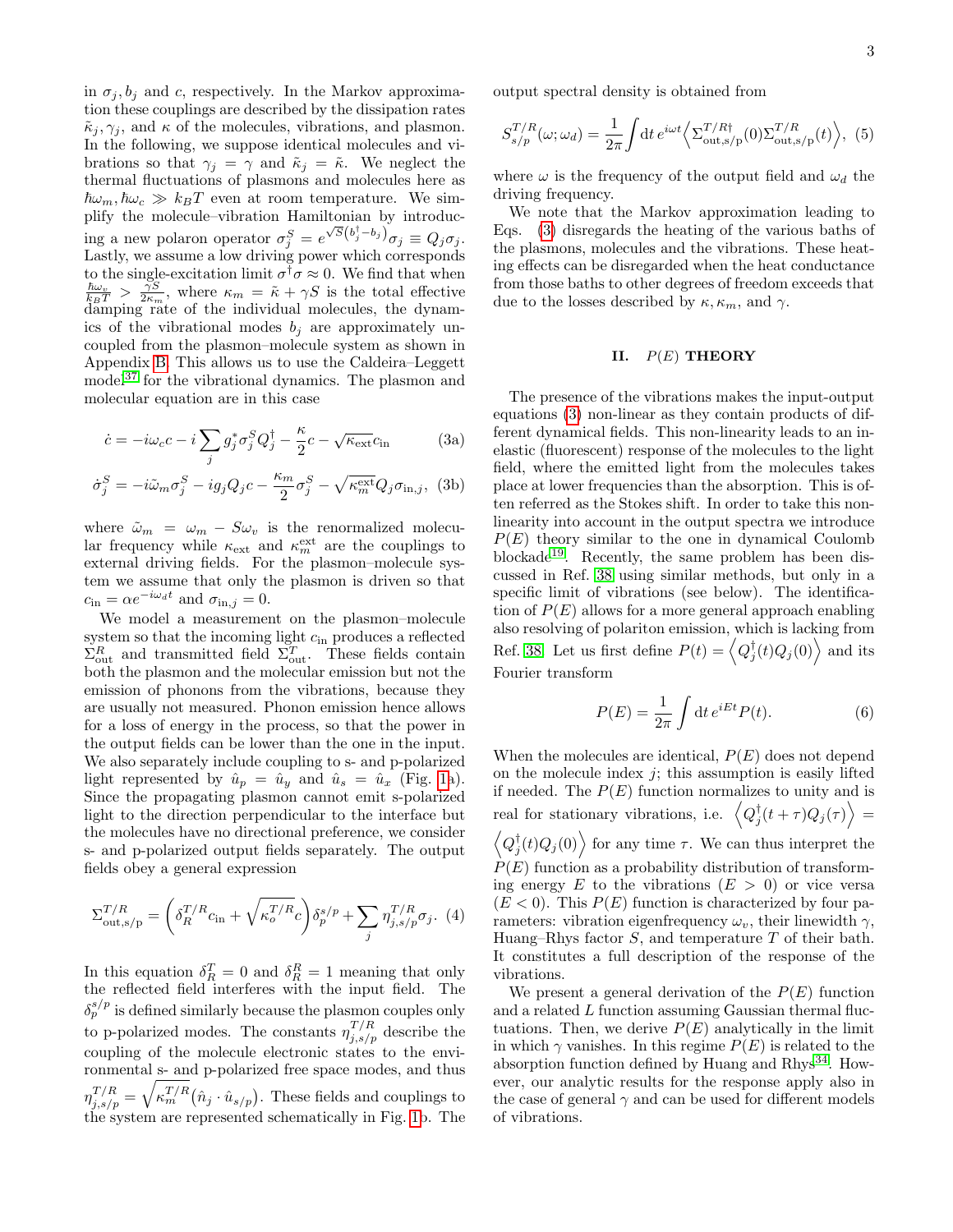in $\sigma_j, b_j$ and $c$, respectively. In the Markov approximation these couplings are described by the dissipation rates $\tilde{\kappa}_j, \gamma_j$, and $\kappa$ of the molecules, vibrations, and plasmon. In the following, we suppose identical molecules and vibrations so that $\gamma_j = \gamma$ and $\tilde{\kappa}_j = \tilde{\kappa}$. We neglect the thermal fluctuations of plasmons and molecules here as $\hbar\omega_m, \hbar\omega_c \gg k_B T$ even at room temperature. We simplify the molecule–vibration Hamiltonian by introducing a new polaron operator $\sigma_j^S = e^{\sqrt{S}(b_j^\dagger - b_j)}\sigma_j \equiv Q_j \sigma_j$. Lastly, we assume a low driving power which corresponds to the single-excitation limit $\sigma^\dagger \sigma \approx 0$. We find that when $\frac{\hbar\omega_v}{k_B T} > \frac{\gamma S}{2\kappa_m}$, where $\kappa_m = \tilde{\kappa} + \gamma S$ is the total effective damping rate of the individual molecules, the dynamics of the vibrational modes $b_j$ are approximately uncoupled from the plasmon–molecule system as shown in Appendix B. This allows us to use the Caldeira–Leggett model[37] for the vibrational dynamics. The plasmon and molecular equation are in this case

$$\dot{c} = -i\omega_c c - i\sum_j g_j^* \sigma_j^S Q_j^\dagger - \frac{\kappa}{2}c - \sqrt{\kappa_{\text{ext}}}c_{\text{in}} \tag{3a}$$

$$\dot{\sigma}_j^S = -i\tilde{\omega}_m \sigma_j^S - i g_j Q_j c - \frac{\kappa_m}{2}\sigma_j^S - \sqrt{\kappa_m^{\text{ext}}}Q_j \sigma_{\text{in},j}, \tag{3b}$$

where $\tilde{\omega}_m = \omega_m - S\omega_v$ is the renormalized molecular frequency while $\kappa_{\text{ext}}$ and $\kappa_m^{\text{ext}}$ are the couplings to external driving fields. For the plasmon–molecule system we assume that only the plasmon is driven so that $c_{\text{in}} = \alpha e^{-i\omega_d t}$ and $\sigma_{\text{in},j} = 0$.

We model a measurement on the plasmon–molecule system so that the incoming light $c_{\text{in}}$ produces a reflected $\Sigma_{\text{out}}^R$ and transmitted field $\Sigma_{\text{out}}^T$. These fields contain both the plasmon and the molecular emission but not the emission of phonons from the vibrations, because they are usually not measured. Phonon emission hence allows for a loss of energy in the process, so that the power in the output fields can be lower than the one in the input. We also separately include coupling to s- and p-polarized light represented by $\hat{u}_p = \hat{u}_y$ and $\hat{u}_s = \hat{u}_x$ (Fig. 1a). Since the propagating plasmon cannot emit s-polarized light to the direction perpendicular to the interface but the molecules have no directional preference, we consider s- and p-polarized output fields separately. The output fields obey a general expression

$$\Sigma_{\text{out,s/p}}^{T/R} = \left(\delta_R^{T/R} c_{\text{in}} + \sqrt{\kappa_o^{T/R}}c\right)\delta_p^{s/p} + \sum_j \eta_{j,s/p}^{T/R}\sigma_j. \tag{4}$$

In this equation $\delta_R^T = 0$ and $\delta_R^R = 1$ meaning that only the reflected field interferes with the input field. The $\delta_p^{s/p}$ is defined similarly because the plasmon couples only to p-polarized modes. The constants $\eta_{j,s/p}^{T/R}$ describe the coupling of the molecule electronic states to the environmental s- and p-polarized free space modes, and thus $\eta_{j,s/p}^{T/R} = \sqrt{\kappa_m^{T/R}}(\hat{n}_j \cdot \hat{u}_{s/p})$. These fields and couplings to the system are represented schematically in Fig. 1b. The output spectral density is obtained from

$$S_{s/p}^{T/R}(\omega;\omega_d) = \frac{1}{2\pi}\int \mathrm{d}t\, e^{i\omega t}\left\langle \Sigma_{\text{out,s/p}}^{T/R\dagger}(0)\Sigma_{\text{out,s/p}}^{T/R}(t)\right\rangle, \tag{5}$$

where $\omega$ is the frequency of the output field and $\omega_d$ the driving frequency.

We note that the Markov approximation leading to Eqs. (3) disregards the heating of the various baths of the plasmons, molecules and the vibrations. These heating effects can be disregarded when the heat conductance from those baths to other degrees of freedom exceeds that due to the losses described by $\kappa, \kappa_m$, and $\gamma$.

## II. $P(E)$ THEORY

The presence of the vibrations makes the input-output equations (3) non-linear as they contain products of different dynamical fields. This non-linearity leads to an inelastic (fluorescent) response of the molecules to the light field, where the emitted light from the molecules takes place at lower frequencies than the absorption. This is often referred as the Stokes shift. In order to take this non-linearity into account in the output spectra we introduce $P(E)$ theory similar to the one in dynamical Coulomb blockade[19]. Recently, the same problem has been discussed in Ref. 38 using similar methods, but only in a specific limit of vibrations (see below). The identification of $P(E)$ allows for a more general approach enabling also resolving of polariton emission, which is lacking from Ref. 38. Let us first define $P(t) = \left\langle Q_j^\dagger(t)Q_j(0)\right\rangle$ and its Fourier transform

$$P(E) = \frac{1}{2\pi}\int \mathrm{d}t\, e^{iEt}P(t). \tag{6}$$

When the molecules are identical, $P(E)$ does not depend on the molecule index $j$; this assumption is easily lifted if needed. The $P(E)$ function normalizes to unity and is real for stationary vibrations, i.e. $\left\langle Q_j^\dagger(t+\tau)Q_j(\tau)\right\rangle = \left\langle Q_j^\dagger(t)Q_j(0)\right\rangle$ for any time $\tau$. We can thus interpret the $P(E)$ function as a probability distribution of transforming energy $E$ to the vibrations ($E > 0$) or vice versa ($E < 0$). This $P(E)$ function is characterized by four parameters: vibration eigenfrequency $\omega_v$, their linewidth $\gamma$, Huang–Rhys factor $S$, and temperature $T$ of their bath. It constitutes a full description of the response of the vibrations.

We present a general derivation of the $P(E)$ function and a related $L$ function assuming Gaussian thermal fluctuations. Then, we derive $P(E)$ analytically in the limit in which $\gamma$ vanishes. In this regime $P(E)$ is related to the absorption function defined by Huang and Rhys[34]. However, our analytic results for the response apply also in the case of general $\gamma$ and can be used for different models of vibrations.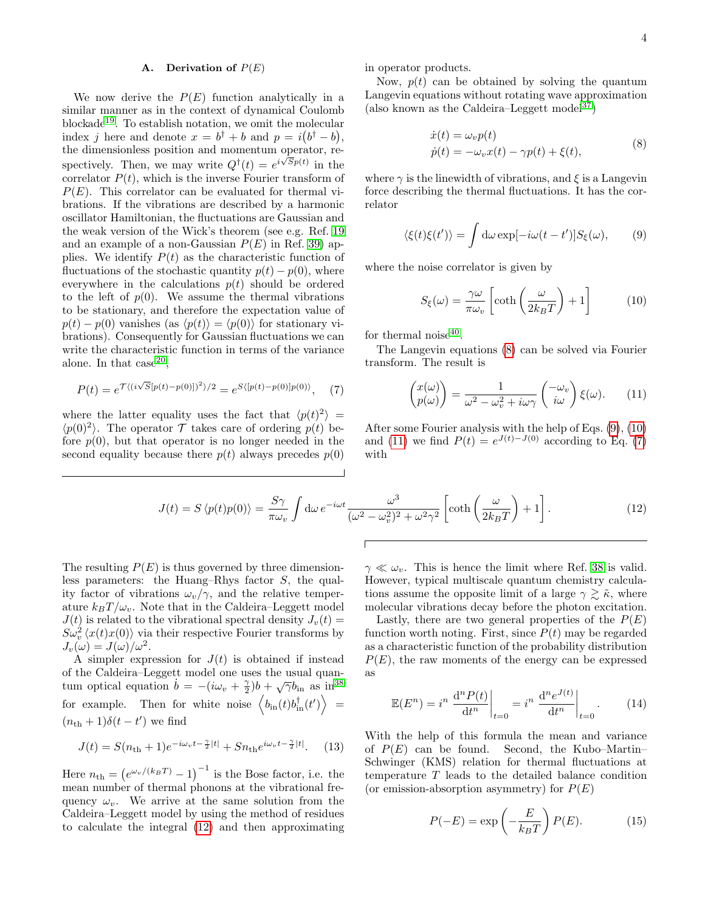### A. Derivation of $P(E)$

We now derive the $P(E)$ function analytically in a similar manner as in the context of dynamical Coulomb blockade[19]. To establish notation, we omit the molecular index $j$ here and denote $x = b^\dagger + b$ and $p = i(b^\dagger - b)$, the dimensionless position and momentum operator, respectively. Then, we may write $Q^\dagger(t) = e^{i\sqrt{S}p(t)}$ in the correlator $P(t)$, which is the inverse Fourier transform of $P(E)$. This correlator can be evaluated for thermal vibrations. If the vibrations are described by a harmonic oscillator Hamiltonian, the fluctuations are Gaussian and the weak version of the Wick's theorem (see e.g. Ref. [19] and an example of a non-Gaussian $P(E)$ in Ref. [39]) applies. We identify $P(t)$ as the characteristic function of fluctuations of the stochastic quantity $p(t) - p(0)$, where everywhere in the calculations $p(t)$ should be ordered to the left of $p(0)$. We assume the thermal vibrations to be stationary, and therefore the expectation value of $p(t) - p(0)$ vanishes (as $\langle p(t)\rangle = \langle p(0)\rangle$ for stationary vibrations). Consequently for Gaussian fluctuations we can write the characteristic function in terms of the variance alone. In that case[20],

$$P(t) = e^{\mathcal{T}\langle (i\sqrt{S}[p(t)-p(0)])^2\rangle/2} = e^{S\langle [p(t)-p(0)]p(0)\rangle}, \quad (7)$$

where the latter equality uses the fact that $\langle p(t)^2\rangle = \langle p(0)^2\rangle$. The operator $\mathcal{T}$ takes care of ordering $p(t)$ before $p(0)$, but that operator is no longer needed in the second equality because there $p(t)$ always precedes $p(0)$ in operator products.

Now, $p(t)$ can be obtained by solving the quantum Langevin equations without rotating wave approximation (also known as the Caldeira–Leggett model[37])

$$\begin{aligned} \dot{x}(t) &= \omega_v p(t) \\ \dot{p}(t) &= -\omega_v x(t) - \gamma p(t) + \xi(t), \end{aligned} \quad (8)$$

where $\gamma$ is the linewidth of vibrations, and $\xi$ is a Langevin force describing the thermal fluctuations. It has the correlator

$$\langle \xi(t)\xi(t')\rangle = \int \mathrm{d}\omega \exp[-i\omega(t-t')] S_\xi(\omega), \quad (9)$$

where the noise correlator is given by

$$S_\xi(\omega) = \frac{\gamma\omega}{\pi\omega_v}\left[\coth\left(\frac{\omega}{2k_BT}\right) + 1\right] \quad (10)$$

for thermal noise[40].

The Langevin equations (8) can be solved via Fourier transform. The result is

$$\begin{pmatrix} x(\omega) \\ p(\omega) \end{pmatrix} = \frac{1}{\omega^2 - \omega_v^2 + i\omega\gamma}\begin{pmatrix} -\omega_v \\ i\omega \end{pmatrix}\xi(\omega). \quad (11)$$

After some Fourier analysis with the help of Eqs. (9), (10) and (11) we find $P(t) = e^{J(t)-J(0)}$ according to Eq. (7) with

$$J(t) = S\langle p(t)p(0)\rangle = \frac{S\gamma}{\pi\omega_v}\int \mathrm{d}\omega\, e^{-i\omega t}\frac{\omega^3}{(\omega^2-\omega_v^2)^2 + \omega^2\gamma^2}\left[\coth\left(\frac{\omega}{2k_BT}\right) + 1\right]. \quad (12)$$

The resulting $P(E)$ is thus governed by three dimensionless parameters: the Huang–Rhys factor $S$, the quality factor of vibrations $\omega_v/\gamma$, and the relative temperature $k_BT/\omega_v$. Note that in the Caldeira–Leggett model $J(t)$ is related to the vibrational spectral density $J_v(t) = S\omega_v^2\langle x(t)x(0)\rangle$ via their respective Fourier transforms by $J_v(\omega) = J(\omega)/\omega^2$.

A simpler expression for $J(t)$ is obtained if instead of the Caldeira–Leggett model one uses the usual quantum optical equation $\dot{b} = -(i\omega_v + \frac{\gamma}{2})b + \sqrt{\gamma}b_{\mathrm{in}}$ as in[38] for example. Then for white noise $\left\langle b_{\mathrm{in}}(t)b_{\mathrm{in}}^\dagger(t')\right\rangle = (n_{\mathrm{th}}+1)\delta(t-t')$ we find

$$J(t) = S(n_{\mathrm{th}}+1)e^{-i\omega_v t - \frac{\gamma}{2}|t|} + Sn_{\mathrm{th}}e^{i\omega_v t - \frac{\gamma}{2}|t|}. \quad (13)$$

Here $n_{\mathrm{th}} = \left(e^{\omega_v/(k_BT)} - 1\right)^{-1}$ is the Bose factor, i.e. the mean number of thermal phonons at the vibrational frequency $\omega_v$. We arrive at the same solution from the Caldeira–Leggett model by using the method of residues to calculate the integral (12) and then approximating $\gamma \ll \omega_v$. This is hence the limit where Ref. [38] is valid. However, typical multiscale quantum chemistry calculations assume the opposite limit of a large $\gamma \gtrsim \tilde{\kappa}$, where molecular vibrations decay before the photon excitation.

Lastly, there are two general properties of the $P(E)$ function worth noting. First, since $P(t)$ may be regarded as a characteristic function of the probability distribution $P(E)$, the raw moments of the energy can be expressed as

$$\mathbb{E}(E^n) = i^n \left.\frac{\mathrm{d}^n P(t)}{\mathrm{d}t^n}\right|_{t=0} = i^n \left.\frac{\mathrm{d}^n e^{J(t)}}{\mathrm{d}t^n}\right|_{t=0}. \quad (14)$$

With the help of this formula the mean and variance of $P(E)$ can be found. Second, the Kubo–Martin–Schwinger (KMS) relation for thermal fluctuations at temperature $T$ leads to the detailed balance condition (or emission-absorption asymmetry) for $P(E)$

$$P(-E) = \exp\left(-\frac{E}{k_BT}\right)P(E). \quad (15)$$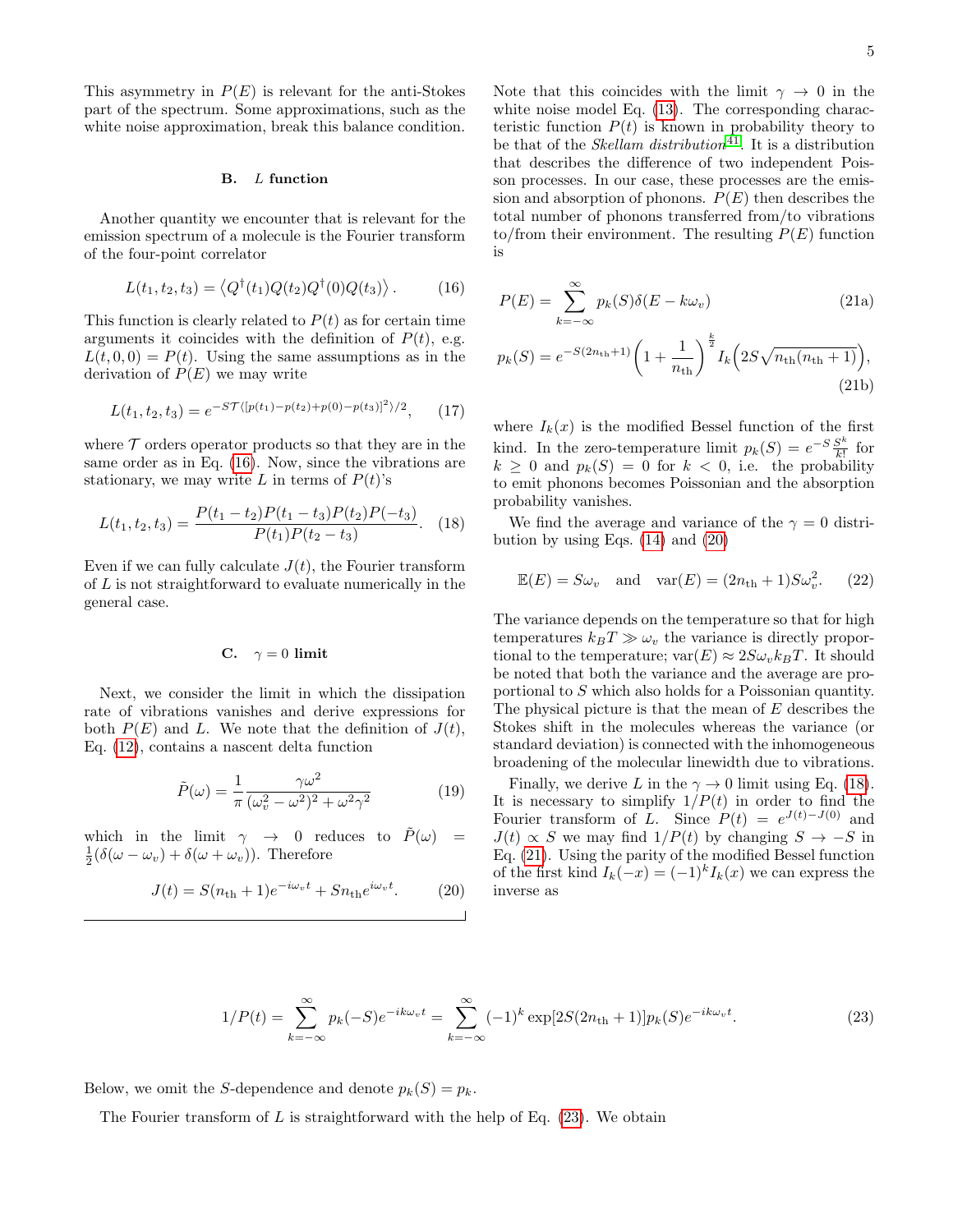This asymmetry in $P(E)$ is relevant for the anti-Stokes part of the spectrum. Some approximations, such as the white noise approximation, break this balance condition.

### B. $L$ function

Another quantity we encounter that is relevant for the emission spectrum of a molecule is the Fourier transform of the four-point correlator

$$L(t_1, t_2, t_3) = \left\langle Q^\dagger(t_1) Q(t_2) Q^\dagger(0) Q(t_3) \right\rangle. \quad (16)$$

This function is clearly related to $P(t)$ as for certain time arguments it coincides with the definition of $P(t)$, e.g. $L(t, 0, 0) = P(t)$. Using the same assumptions as in the derivation of $P(E)$ we may write

$$L(t_1, t_2, t_3) = e^{-S\mathcal{T}\langle [p(t_1) - p(t_2) + p(0) - p(t_3)]^2 \rangle /2}, \quad (17)$$

where $\mathcal{T}$ orders operator products so that they are in the same order as in Eq. (16). Now, since the vibrations are stationary, we may write $L$ in terms of $P(t)$'s

$$L(t_1, t_2, t_3) = \frac{P(t_1 - t_2) P(t_1 - t_3) P(t_2) P(-t_3)}{P(t_1) P(t_2 - t_3)}. \quad (18)$$

Even if we can fully calculate $J(t)$, the Fourier transform of $L$ is not straightforward to evaluate numerically in the general case.

### C. $\gamma = 0$ limit

Next, we consider the limit in which the dissipation rate of vibrations vanishes and derive expressions for both $P(E)$ and $L$. We note that the definition of $J(t)$, Eq. (12), contains a nascent delta function

$$\tilde{P}(\omega) = \frac{1}{\pi} \frac{\gamma \omega^2}{(\omega_v^2 - \omega^2)^2 + \omega^2 \gamma^2} \quad (19)$$

which in the limit $\gamma \to 0$ reduces to $\tilde{P}(\omega) = \frac{1}{2}(\delta(\omega - \omega_v) + \delta(\omega + \omega_v))$. Therefore

$$J(t) = S(n_{\rm th} + 1) e^{-i\omega_v t} + S n_{\rm th} e^{i\omega_v t}. \quad (20)$$

Note that this coincides with the limit $\gamma \to 0$ in the white noise model Eq. (13). The corresponding characteristic function $P(t)$ is known in probability theory to be that of the *Skellam distribution*[41]. It is a distribution that describes the difference of two independent Poisson processes. In our case, these processes are the emission and absorption of phonons. $P(E)$ then describes the total number of phonons transferred from/to vibrations to/from their environment. The resulting $P(E)$ function is

$$P(E) = \sum_{k=-\infty}^{\infty} p_k(S) \delta(E - k\omega_v) \quad (21a)$$

$$p_k(S) = e^{-S(2n_{\rm th}+1)} \left(1 + \frac{1}{n_{\rm th}}\right)^{\frac{k}{2}} I_k\Big(2S\sqrt{n_{\rm th}(n_{\rm th}+1)}\Big), \quad (21b)$$

where $I_k(x)$ is the modified Bessel function of the first kind. In the zero-temperature limit $p_k(S) = e^{-S}\frac{S^k}{k!}$ for $k \geq 0$ and $p_k(S) = 0$ for $k < 0$, i.e. the probability to emit phonons becomes Poissonian and the absorption probability vanishes.

We find the average and variance of the $\gamma = 0$ distribution by using Eqs. (14) and (20)

$$\mathbb{E}(E) = S\omega_v \quad \text{and} \quad \mathrm{var}(E) = (2n_{\rm th} + 1) S\omega_v^2. \quad (22)$$

The variance depends on the temperature so that for high temperatures $k_B T \gg \omega_v$ the variance is directly proportional to the temperature; $\mathrm{var}(E) \approx 2S\omega_v k_B T$. It should be noted that both the variance and the average are proportional to $S$ which also holds for a Poissonian quantity. The physical picture is that the mean of $E$ describes the Stokes shift in the molecules whereas the variance (or standard deviation) is connected with the inhomogeneous broadening of the molecular linewidth due to vibrations.

Finally, we derive $L$ in the $\gamma \to 0$ limit using Eq. (18). It is necessary to simplify $1/P(t)$ in order to find the Fourier transform of $L$. Since $P(t) = e^{J(t) - J(0)}$ and $J(t) \propto S$ we may find $1/P(t)$ by changing $S \to -S$ in Eq. (21). Using the parity of the modified Bessel function of the first kind $I_k(-x) = (-1)^k I_k(x)$ we can express the inverse as

$$1/P(t) = \sum_{k=-\infty}^{\infty} p_k(-S) e^{-ik\omega_v t} = \sum_{k=-\infty}^{\infty} (-1)^k \exp[2S(2n_{\rm th}+1)] p_k(S) e^{-ik\omega_v t}. \quad (23)$$

Below, we omit the $S$-dependence and denote $p_k(S) = p_k$.

The Fourier transform of $L$ is straightforward with the help of Eq. (23). We obtain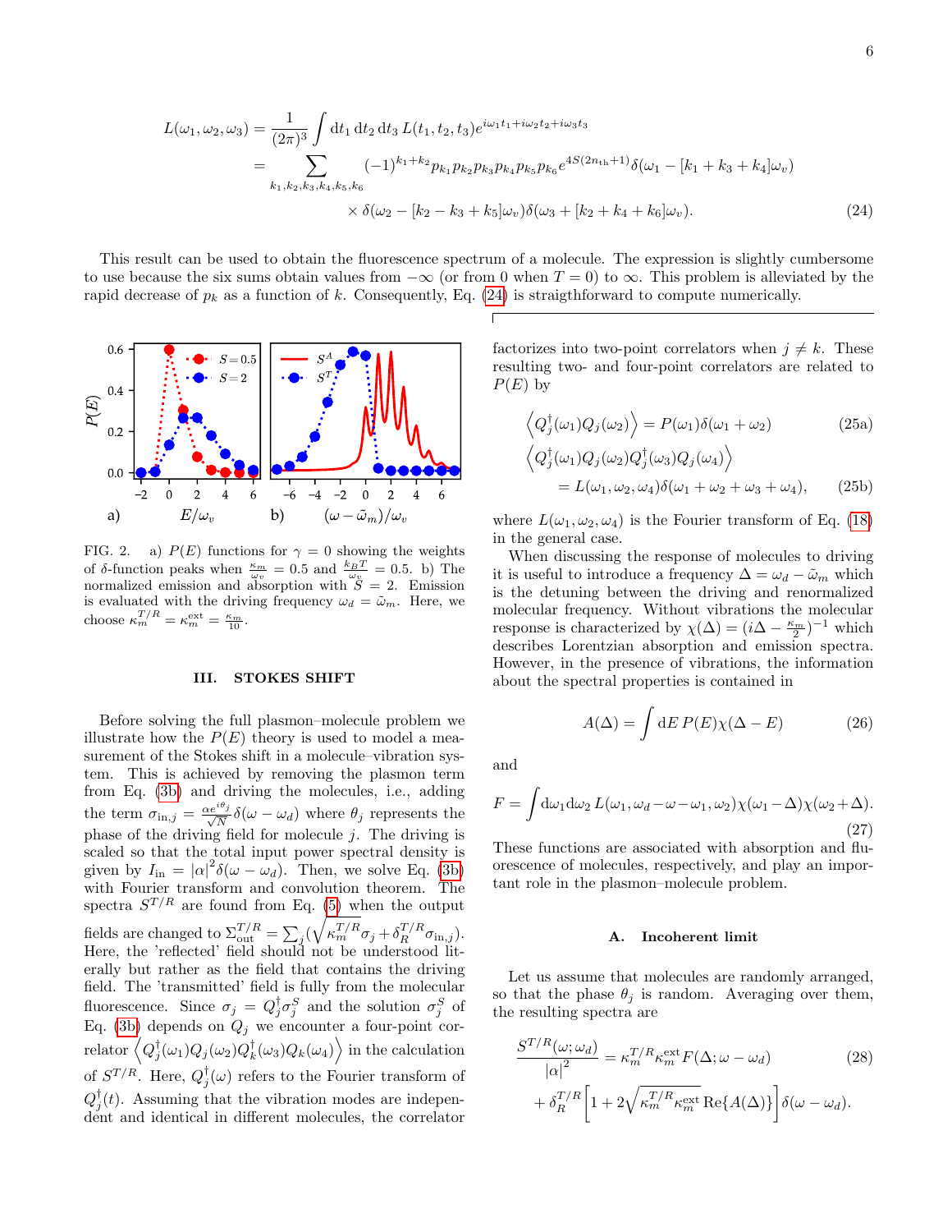$$
\begin{aligned}
L(\omega_1,\omega_2,\omega_3) &= \frac{1}{(2\pi)^3}\int \mathrm{d}t_1\,\mathrm{d}t_2\,\mathrm{d}t_3\, L(t_1,t_2,t_3)e^{i\omega_1 t_1 + i\omega_2 t_2 + i\omega_3 t_3} \\
&= \sum_{k_1,k_2,k_3,k_4,k_5,k_6} (-1)^{k_1+k_2} p_{k_1}p_{k_2}p_{k_3}p_{k_4}p_{k_5}p_{k_6} e^{4S(2n_{\rm th}+1)}\delta(\omega_1 - [k_1+k_3+k_4]\omega_v) \\
&\qquad \times \delta(\omega_2 - [k_2-k_3+k_5]\omega_v)\delta(\omega_3 + [k_2+k_4+k_6]\omega_v).
\end{aligned} \tag{24}
$$

This result can be used to obtain the fluorescence spectrum of a molecule. The expression is slightly cumbersome to use because the six sums obtain values from $-\infty$ (or from 0 when $T=0$) to $\infty$. This problem is alleviated by the rapid decrease of $p_k$ as a function of $k$. Consequently, Eq. (24) is straigthforward to compute numerically.

FIG. 2. a) $P(E)$ functions for $\gamma = 0$ showing the weights of $\delta$-function peaks when $\frac{\kappa_m}{\omega_v} = 0.5$ and $\frac{k_B T}{\omega_v} = 0.5$. b) The normalized emission and absorption with $S = 2$. Emission is evaluated with the driving frequency $\omega_d = \tilde{\omega}_m$. Here, we choose $\kappa_m^{T/R} = \kappa_m^{\rm ext} = \frac{\kappa_m}{10}$.

## III. STOKES SHIFT

Before solving the full plasmon–molecule problem we illustrate how the $P(E)$ theory is used to model a measurement of the Stokes shift in a molecule–vibration system. This is achieved by removing the plasmon term from Eq. (3b) and driving the molecules, i.e., adding the term $\sigma_{{\rm in},j} = \frac{\alpha e^{i\theta_j}}{\sqrt{N}}\delta(\omega-\omega_d)$ where $\theta_j$ represents the phase of the driving field for molecule $j$. The driving is scaled so that the total input power spectral density is given by $I_{\rm in} = |\alpha|^2\delta(\omega-\omega_d)$. Then, we solve Eq. (3b) with Fourier transform and convolution theorem. The spectra $S^{T/R}$ are found from Eq. (5) when the output fields are changed to $\Sigma_{\rm out}^{T/R} = \sum_j(\sqrt{\kappa_m^{T/R}}\sigma_j + \delta_R^{T/R}\sigma_{{\rm in},j})$. Here, the 'reflected' field should not be understood literally but rather as the field that contains the driving field. The 'transmitted' field is fully from the molecular fluorescence. Since $\sigma_j = Q_j^\dagger\sigma_j^S$ and the solution $\sigma_j^S$ of Eq. (3b) depends on $Q_j$ we encounter a four-point correlator $\left\langle Q_j^\dagger(\omega_1)Q_j(\omega_2)Q_k^\dagger(\omega_3)Q_k(\omega_4)\right\rangle$ in the calculation of $S^{T/R}$. Here, $Q_j^\dagger(\omega)$ refers to the Fourier transform of $Q_j^\dagger(t)$. Assuming that the vibration modes are independent and identical in different molecules, the correlator factorizes into two-point correlators when $j \neq k$. These resulting two- and four-point correlators are related to $P(E)$ by

$$
\left\langle Q_j^\dagger(\omega_1)Q_j(\omega_2)\right\rangle = P(\omega_1)\delta(\omega_1+\omega_2) \tag{25a}
$$

$$
\left\langle Q_j^\dagger(\omega_1)Q_j(\omega_2)Q_j^\dagger(\omega_3)Q_j(\omega_4)\right\rangle = L(\omega_1,\omega_2,\omega_4)\delta(\omega_1+\omega_2+\omega_3+\omega_4), \tag{25b}
$$

where $L(\omega_1,\omega_2,\omega_4)$ is the Fourier transform of Eq. (18) in the general case.

When discussing the response of molecules to driving it is useful to introduce a frequency $\Delta = \omega_d - \tilde{\omega}_m$ which is the detuning between the driving and renormalized molecular frequency. Without vibrations the molecular response is characterized by $\chi(\Delta) = (i\Delta - \frac{\kappa_m}{2})^{-1}$ which describes Lorentzian absorption and emission spectra. However, in the presence of vibrations, the information about the spectral properties is contained in

$$
A(\Delta) = \int \mathrm{d}E\, P(E)\chi(\Delta - E) \tag{26}
$$

and

$$
F = \int \mathrm{d}\omega_1\mathrm{d}\omega_2\, L(\omega_1, \omega_d-\omega-\omega_1, \omega_2)\chi(\omega_1-\Delta)\chi(\omega_2+\Delta). \tag{27}
$$

These functions are associated with absorption and fluorescence of molecules, respectively, and play an important role in the plasmon–molecule problem.

### A. Incoherent limit

Let us assume that molecules are randomly arranged, so that the phase $\theta_j$ is random. Averaging over them, the resulting spectra are

$$
\frac{S^{T/R}(\omega;\omega_d)}{|\alpha|^2} = \kappa_m^{T/R}\kappa_m^{\rm ext}F(\Delta;\omega-\omega_d) + \delta_R^{T/R}\left[1 + 2\sqrt{\kappa_m^{T/R}\kappa_m^{\rm ext}}\,{\rm Re}\{A(\Delta)\}\right]\delta(\omega-\omega_d). \tag{28}
$$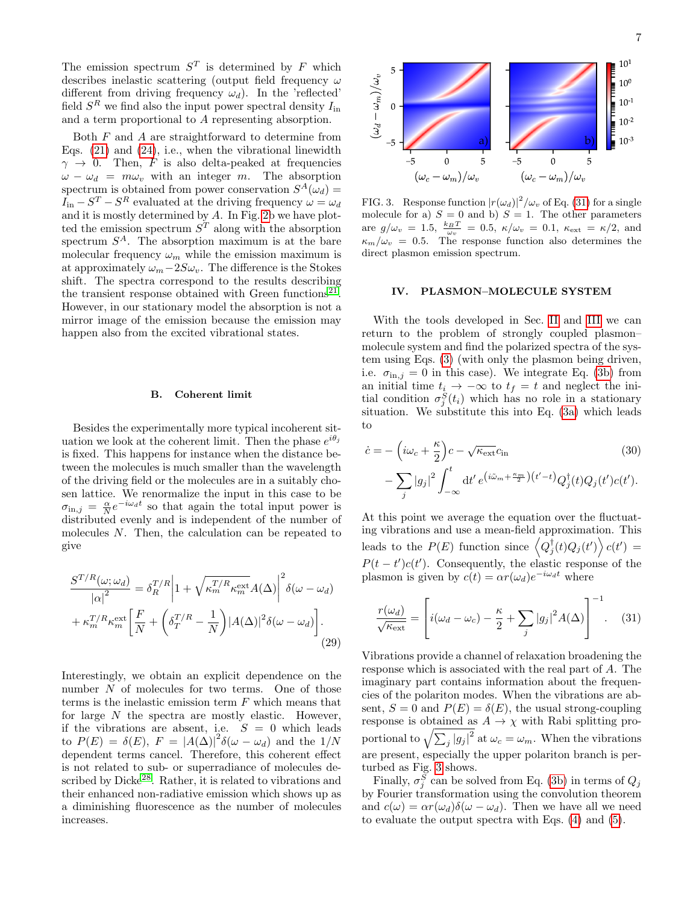The emission spectrum $S^T$ is determined by $F$ which describes inelastic scattering (output field frequency $\omega$ different from driving frequency $\omega_d$). In the 'reflected' field $S^R$ we find also the input power spectral density $I_{\rm in}$ and a term proportional to $A$ representing absorption.

Both $F$ and $A$ are straightforward to determine from Eqs. (21) and (24), i.e., when the vibrational linewidth $\gamma \to 0$. Then, $F$ is also delta-peaked at frequencies $\omega - \omega_d = m\omega_v$ with an integer $m$. The absorption spectrum is obtained from power conservation $S^A(\omega_d) = I_{\rm in} - S^T - S^R$ evaluated at the driving frequency $\omega = \omega_d$ and it is mostly determined by $A$. In Fig. 2b we have plotted the emission spectrum $S^T$ along with the absorption spectrum $S^A$. The absorption maximum is at the bare molecular frequency $\omega_m$ while the emission maximum is at approximately $\omega_m - 2S\omega_v$. The difference is the Stokes shift. The spectra correspond to the results describing the transient response obtained with Green functions[21]. However, in our stationary model the absorption is not a mirror image of the emission because the emission may happen also from the excited vibrational states.

### B. Coherent limit

Besides the experimentally more typical incoherent situation we look at the coherent limit. Then the phase $e^{i\theta_j}$ is fixed. This happens for instance when the distance between the molecules is much smaller than the wavelength of the driving field or the molecules are in a suitably chosen lattice. We renormalize the input in this case to be $\sigma_{{\rm in},j} = \frac{\alpha}{N} e^{-i\omega_d t}$ so that again the total input power is distributed evenly and is independent of the number of molecules $N$. Then, the calculation can be repeated to give

$$
\begin{aligned}
\frac{S^{T/R}(\omega;\omega_d)}{|\alpha|^2} &= \delta_R^{T/R} \left| 1 + \sqrt{\kappa_m^{T/R}\kappa_m^{\rm ext}} A(\Delta) \right|^2 \delta(\omega - \omega_d) \\
&+ \kappa_m^{T/R}\kappa_m^{\rm ext} \left[ \frac{F}{N} + \left( \delta_T^{T/R} - \frac{1}{N} \right) |A(\Delta)|^2 \delta(\omega - \omega_d) \right].
\end{aligned} \tag{29}
$$

Interestingly, we obtain an explicit dependence on the number $N$ of molecules for two terms. One of those terms is the inelastic emission term $F$ which means that for large $N$ the spectra are mostly elastic. However, if the vibrations are absent, i.e. $S = 0$ which leads to $P(E) = \delta(E)$, $F = |A(\Delta)|^2 \delta(\omega - \omega_d)$ and the $1/N$ dependent terms cancel. Therefore, this coherent effect is not related to sub- or superradiance of molecules described by Dicke[28]. Rather, it is related to vibrations and their enhanced non-radiative emission which shows up as a diminishing fluorescence as the number of molecules increases.

FIG. 3. Response function $|r(\omega_d)|^2/\omega_v$ of Eq. (31) for a single molecule for a) $S = 0$ and b) $S = 1$. The other parameters are $g/\omega_v = 1.5$, $\frac{k_B T}{\omega_v} = 0.5$, $\kappa/\omega_v = 0.1$, $\kappa_{\rm ext} = \kappa/2$, and $\kappa_m/\omega_v = 0.5$. The response function also determines the direct plasmon emission spectrum.

## IV. PLASMON–MOLECULE SYSTEM

With the tools developed in Sec. II and III we can return to the problem of strongly coupled plasmon–molecule system and find the polarized spectra of the system using Eqs. (3) (with only the plasmon being driven, i.e. $\sigma_{{\rm in},j} = 0$ in this case). We integrate Eq. (3b) from an initial time $t_i \to -\infty$ to $t_f = t$ and neglect the initial condition $\sigma_j^S(t_i)$ which has no role in a stationary situation. We substitute this into Eq. (3a) which leads to

$$
\begin{aligned}
\dot{c} = &- \left( i\omega_c + \frac{\kappa}{2} \right) c - \sqrt{\kappa_{\rm ext}} c_{\rm in} \\
&- \sum_j |g_j|^2 \int_{-\infty}^{t} {\rm d}t'\, e^{\left(i\tilde{\omega}_m + \frac{\kappa_m}{2}\right)(t'-t)} Q_j^\dagger(t) Q_j(t') c(t').
\end{aligned} \tag{30}
$$

At this point we average the equation over the fluctuating vibrations and use a mean-field approximation. This leads to the $P(E)$ function since $\left\langle Q_j^\dagger(t) Q_j(t') \right\rangle c(t') = P(t - t') c(t')$. Consequently, the elastic response of the plasmon is given by $c(t) = \alpha r(\omega_d) e^{-i\omega_d t}$ where

$$
\frac{r(\omega_d)}{\sqrt{\kappa_{\rm ext}}} = \left[ i(\omega_d - \omega_c) - \frac{\kappa}{2} + \sum_j |g_j|^2 A(\Delta) \right]^{-1}. \tag{31}
$$

Vibrations provide a channel of relaxation broadening the response which is associated with the real part of $A$. The imaginary part contains information about the frequencies of the polariton modes. When the vibrations are absent, $S = 0$ and $P(E) = \delta(E)$, the usual strong-coupling response is obtained as $A \to \chi$ with Rabi splitting proportional to $\sqrt{\sum_j |g_j|^2}$ at $\omega_c = \omega_m$. When the vibrations are present, especially the upper polariton branch is perturbed as Fig. 3 shows.

Finally, $\sigma_j^S$ can be solved from Eq. (3b) in terms of $Q_j$ by Fourier transformation using the convolution theorem and $c(\omega) = \alpha r(\omega_d) \delta(\omega - \omega_d)$. Then we have all we need to evaluate the output spectra with Eqs. (4) and (5).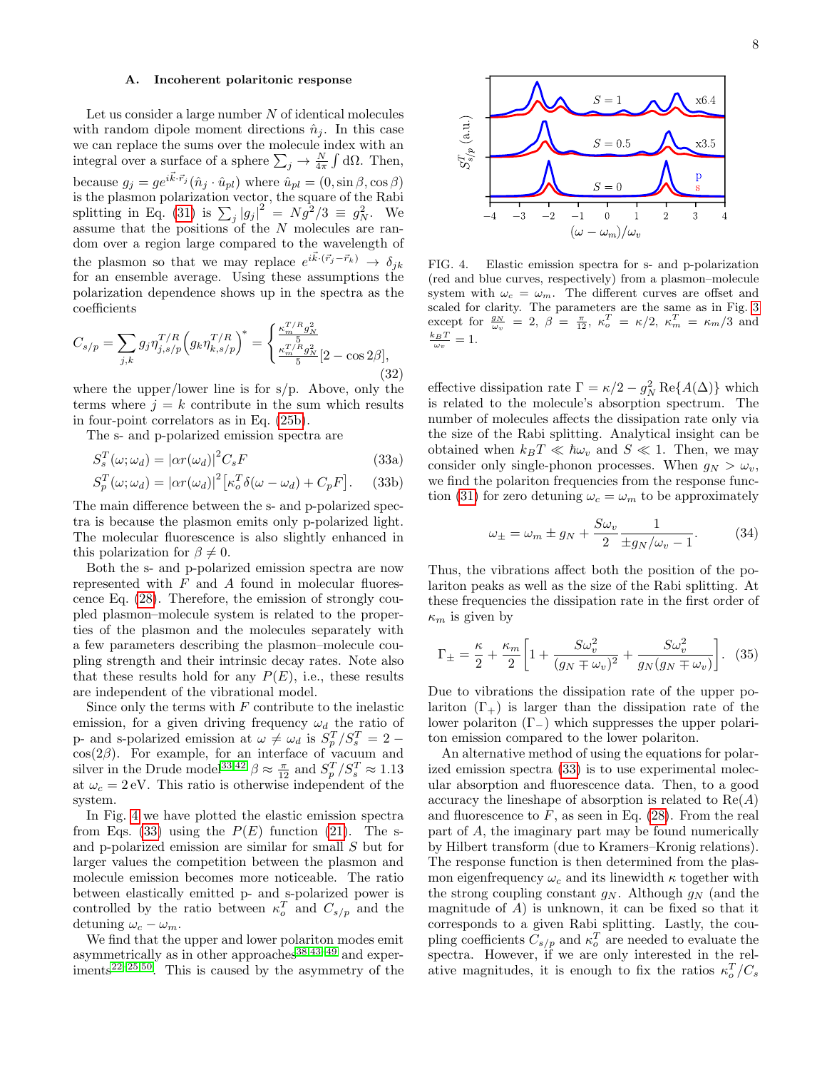### A. Incoherent polaritonic response

Let us consider a large number $N$ of identical molecules with random dipole moment directions $\hat{n}_j$. In this case we can replace the sums over the molecule index with an integral over a surface of a sphere $\sum_j \to \frac{N}{4\pi}\int d\Omega$. Then, because $g_j = g e^{i\vec{k}\cdot\vec{r}_j}(\hat{n}_j \cdot \hat{u}_{pl})$ where $\hat{u}_{pl} = (0, \sin\beta, \cos\beta)$ is the plasmon polarization vector, the square of the Rabi splitting in Eq. (31) is $\sum_j |g_j|^2 = Ng^2/3 \equiv g_N^2$. We assume that the positions of the $N$ molecules are random over a region large compared to the wavelength of the plasmon so that we may replace $e^{i\vec{k}\cdot(\vec{r}_j - \vec{r}_k)} \to \delta_{jk}$ for an ensemble average. Using these assumptions the polarization dependence shows up in the spectra as the coefficients

$$C_{s/p} = \sum_{j,k} g_j \eta_{j,s/p}^{T/R} \left(g_k \eta_{k,s/p}^{T/R}\right)^* = \begin{cases} \frac{\kappa_m^{T/R} g_N^2}{5} \\ \frac{\kappa_m^{T/R} g_N^2}{5}[2 - \cos 2\beta], \end{cases} \tag{32}$$

where the upper/lower line is for s/p. Above, only the terms where $j = k$ contribute in the sum which results in four-point correlators as in Eq. (25b).

The s- and p-polarized emission spectra are

$$S_s^T(\omega; \omega_d) = |\alpha r(\omega_d)|^2 C_s F \tag{33a}$$

$$S_p^T(\omega; \omega_d) = |\alpha r(\omega_d)|^2 \left[\kappa_o^T \delta(\omega - \omega_d) + C_p F\right]. \tag{33b}$$

The main difference between the s- and p-polarized spectra is because the plasmon emits only p-polarized light. The molecular fluorescence is also slightly enhanced in this polarization for $\beta \neq 0$.

Both the s- and p-polarized emission spectra are now represented with $F$ and $A$ found in molecular fluorescence Eq. (28). Therefore, the emission of strongly coupled plasmon–molecule system is related to the properties of the plasmon and the molecules separately with a few parameters describing the plasmon–molecule coupling strength and their intrinsic decay rates. Note also that these results hold for any $P(E)$, i.e., these results are independent of the vibrational model.

Since only the terms with $F$ contribute to the inelastic emission, for a given driving frequency $\omega_d$ the ratio of p- and s-polarized emission at $\omega \neq \omega_d$ is $S_p^T/S_s^T = 2 - \cos(2\beta)$. For example, for an interface of vacuum and silver in the Drude model[33,42] $\beta \approx \frac{\pi}{12}$ and $S_p^T/S_s^T \approx 1.13$ at $\omega_c = 2\,\text{eV}$. This ratio is otherwise independent of the system.

In Fig. 4 we have plotted the elastic emission spectra from Eqs. (33) using the $P(E)$ function (21). The s- and p-polarized emission are similar for small $S$ but for larger values the competition between the plasmon and molecule emission becomes more noticeable. The ratio between elastically emitted p- and s-polarized power is controlled by the ratio between $\kappa_o^T$ and $C_{s/p}$ and the detuning $\omega_c - \omega_m$.

We find that the upper and lower polariton modes emit asymmetrically as in other approaches[38,43–49] and experiments[22–25,50]. This is caused by the asymmetry of the

FIG. 4. Elastic emission spectra for s- and p-polarization (red and blue curves, respectively) from a plasmon–molecule system with $\omega_c = \omega_m$. The different curves are offset and scaled for clarity. The parameters are the same as in Fig. 3 except for $\frac{g_N}{\omega_v} = 2$, $\beta = \frac{\pi}{12}$, $\kappa_o^T = \kappa/2$, $\kappa_m^T = \kappa_m/3$ and $\frac{k_B T}{\omega_v} = 1$.

effective dissipation rate $\Gamma = \kappa/2 - g_N^2 \,\text{Re}\{A(\Delta)\}$ which is related to the molecule's absorption spectrum. The number of molecules affects the dissipation rate only via the size of the Rabi splitting. Analytical insight can be obtained when $k_B T \ll \hbar\omega_v$ and $S \ll 1$. Then, we may consider only single-phonon processes. When $g_N > \omega_v$, we find the polariton frequencies from the response function (31) for zero detuning $\omega_c = \omega_m$ to be approximately

$$\omega_\pm = \omega_m \pm g_N + \frac{S\omega_v}{2} \frac{1}{\pm g_N/\omega_v - 1}. \tag{34}$$

Thus, the vibrations affect both the position of the polariton peaks as well as the size of the Rabi splitting. At these frequencies the dissipation rate in the first order of $\kappa_m$ is given by

$$\Gamma_\pm = \frac{\kappa}{2} + \frac{\kappa_m}{2}\left[1 + \frac{S\omega_v^2}{(g_N \mp \omega_v)^2} + \frac{S\omega_v^2}{g_N(g_N \mp \omega_v)}\right]. \tag{35}$$

Due to vibrations the dissipation rate of the upper polariton ($\Gamma_+$) is larger than the dissipation rate of the lower polariton ($\Gamma_-$) which suppresses the upper polariton emission compared to the lower polariton.

An alternative method of using the equations for polarized emission spectra (33) is to use experimental molecular absorption and fluorescence data. Then, to a good accuracy the lineshape of absorption is related to $\text{Re}(A)$ and fluorescence to $F$, as seen in Eq. (28). From the real part of $A$, the imaginary part may be found numerically by Hilbert transform (due to Kramers–Kronig relations). The response function is then determined from the plasmon eigenfrequency $\omega_c$ and its linewidth $\kappa$ together with the strong coupling constant $g_N$. Although $g_N$ (and the magnitude of $A$) is unknown, it can be fixed so that it corresponds to a given Rabi splitting. Lastly, the coupling coefficients $C_{s/p}$ and $\kappa_o^T$ are needed to evaluate the spectra. However, if we are only interested in the relative magnitudes, it is enough to fix the ratios $\kappa_o^T/C_s$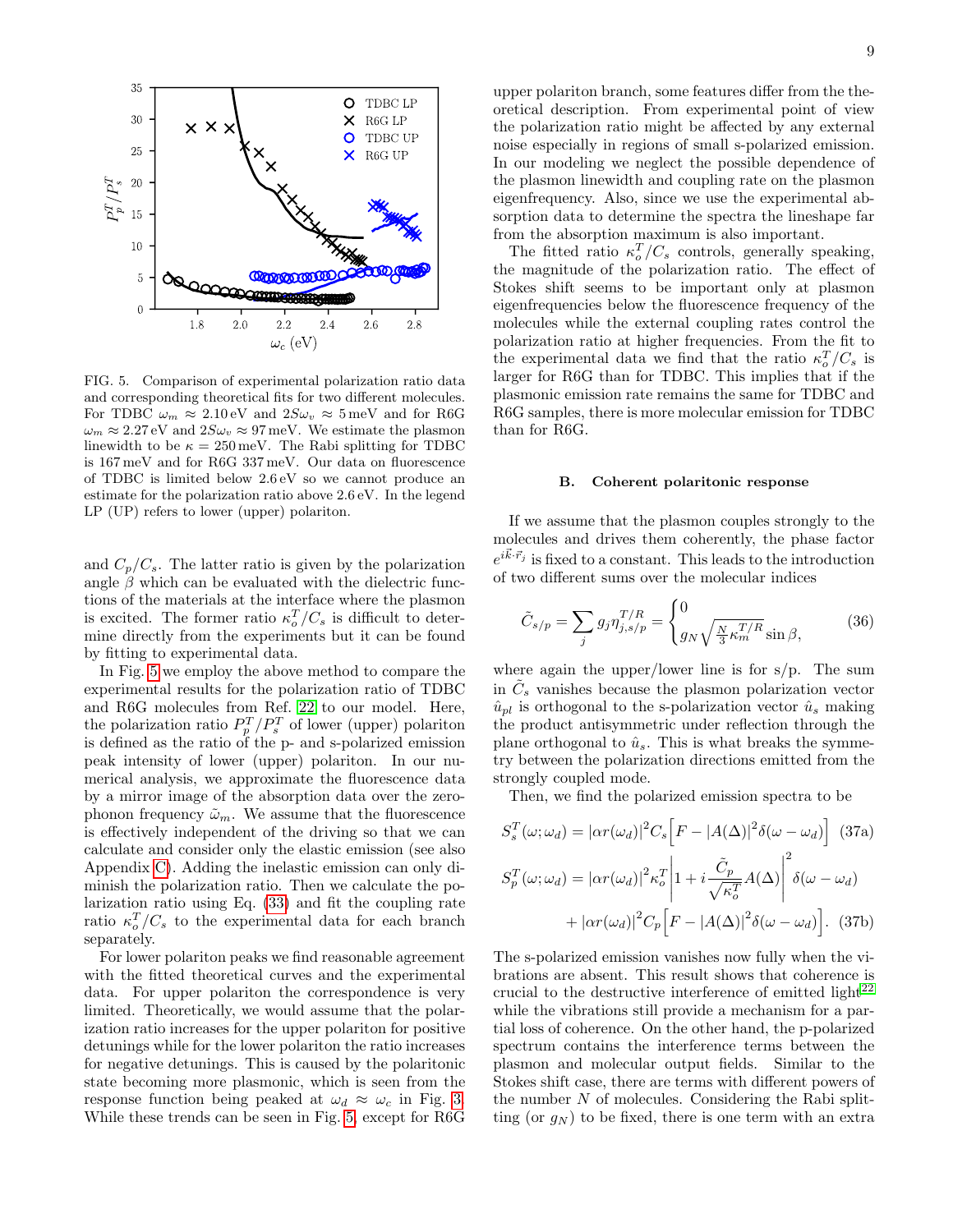FIG. 5. Comparison of experimental polarization ratio data and corresponding theoretical fits for two different molecules. For TDBC $\omega_m \approx 2.10\,\mathrm{eV}$ and $2S\omega_v \approx 5\,\mathrm{meV}$ and for R6G $\omega_m \approx 2.27\,\mathrm{eV}$ and $2S\omega_v \approx 97\,\mathrm{meV}$. We estimate the plasmon linewidth to be $\kappa = 250\,\mathrm{meV}$. The Rabi splitting for TDBC is 167 meV and for R6G 337 meV. Our data on fluorescence of TDBC is limited below 2.6 eV so we cannot produce an estimate for the polarization ratio above 2.6 eV. In the legend LP (UP) refers to lower (upper) polariton.

and $C_p/C_s$. The latter ratio is given by the polarization angle $\beta$ which can be evaluated with the dielectric functions of the materials at the interface where the plasmon is excited. The former ratio $\kappa_o^T/C_s$ is difficult to determine directly from the experiments but it can be found by fitting to experimental data.

In Fig. 5 we employ the above method to compare the experimental results for the polarization ratio of TDBC and R6G molecules from Ref. [22] to our model. Here, the polarization ratio $P_p^T/P_s^T$ of lower (upper) polariton is defined as the ratio of the p- and s-polarized emission peak intensity of lower (upper) polariton. In our numerical analysis, we approximate the fluorescence data by a mirror image of the absorption data over the zero-phonon frequency $\tilde{\omega}_m$. We assume that the fluorescence is effectively independent of the driving so that we can calculate and consider only the elastic emission (see also Appendix C). Adding the inelastic emission can only diminish the polarization ratio. Then we calculate the polarization ratio using Eq. (33) and fit the coupling rate ratio $\kappa_o^T/C_s$ to the experimental data for each branch separately.

For lower polariton peaks we find reasonable agreement with the fitted theoretical curves and the experimental data. For upper polariton the correspondence is very limited. Theoretically, we would assume that the polarization ratio increases for the upper polariton for positive detunings while for the lower polariton the ratio increases for negative detunings. This is caused by the polaritonic state becoming more plasmonic, which is seen from the response function being peaked at $\omega_d \approx \omega_c$ in Fig. 3. While these trends can be seen in Fig. 5 except for R6G upper polariton branch, some features differ from the theoretical description. From experimental point of view the polarization ratio might be affected by any external noise especially in regions of small s-polarized emission. In our modeling we neglect the possible dependence of the plasmon linewidth and coupling rate on the plasmon eigenfrequency. Also, since we use the experimental absorption data to determine the spectra the lineshape far from the absorption maximum is also important.

The fitted ratio $\kappa_o^T/C_s$ controls, generally speaking, the magnitude of the polarization ratio. The effect of Stokes shift seems to be important only at plasmon eigenfrequencies below the fluorescence frequency of the molecules while the external coupling rates control the polarization ratio at higher frequencies. From the fit to the experimental data we find that the ratio $\kappa_o^T/C_s$ is larger for R6G than for TDBC. This implies that if the plasmonic emission rate remains the same for TDBC and R6G samples, there is more molecular emission for TDBC than for R6G.

### B. Coherent polaritonic response

If we assume that the plasmon couples strongly to the molecules and drives them coherently, the phase factor $e^{i\vec{k}\cdot\vec{r}_j}$ is fixed to a constant. This leads to the introduction of two different sums over the molecular indices

$$\tilde{C}_{s/p} = \sum_j g_j \eta_{j,s/p}^{T/R} = \begin{cases} 0 \\ g_N \sqrt{\frac{N}{3}\kappa_m^{T/R}} \sin\beta, \end{cases} \tag{36}$$

where again the upper/lower line is for s/p. The sum in $\tilde{C}_s$ vanishes because the plasmon polarization vector $\hat{u}_{pl}$ is orthogonal to the s-polarization vector $\hat{u}_s$ making the product antisymmetric under reflection through the plane orthogonal to $\hat{u}_s$. This is what breaks the symmetry between the polarization directions emitted from the strongly coupled mode.

Then, we find the polarized emission spectra to be

$$S_s^T(\omega;\omega_d) = |\alpha r(\omega_d)|^2 C_s \Big[F - |A(\Delta)|^2 \delta(\omega - \omega_d)\Big] \tag{37a}$$

$$S_p^T(\omega;\omega_d) = |\alpha r(\omega_d)|^2 \kappa_o^T \left|1 + i\frac{\tilde{C}_p}{\sqrt{\kappa_o^T}} A(\Delta)\right|^2 \delta(\omega - \omega_d) + |\alpha r(\omega_d)|^2 C_p \Big[F - |A(\Delta)|^2 \delta(\omega - \omega_d)\Big]. \tag{37b}$$

The s-polarized emission vanishes now fully when the vibrations are absent. This result shows that coherence is crucial to the destructive interference of emitted light[22] while the vibrations still provide a mechanism for a partial loss of coherence. On the other hand, the p-polarized spectrum contains the interference terms between the plasmon and molecular output fields. Similar to the Stokes shift case, there are terms with different powers of the number $N$ of molecules. Considering the Rabi splitting (or $g_N$) to be fixed, there is one term with an extra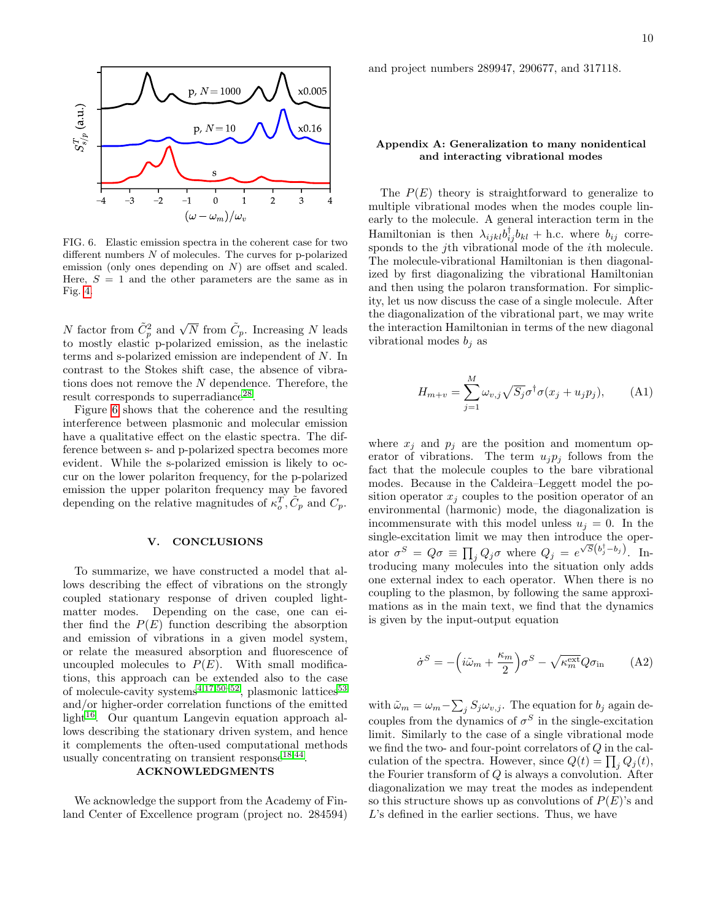FIG. 6. Elastic emission spectra in the coherent case for two different numbers $N$ of molecules. The curves for p-polarized emission (only ones depending on $N$) are offset and scaled. Here, $S = 1$ and the other parameters are the same as in Fig. 4.

$N$ factor from $\tilde{C}_p^2$ and $\sqrt{N}$ from $\tilde{C}_p$. Increasing $N$ leads to mostly elastic p-polarized emission, as the inelastic terms and s-polarized emission are independent of $N$. In contrast to the Stokes shift case, the absence of vibrations does not remove the $N$ dependence. Therefore, the result corresponds to superradiance[28].

Figure 6 shows that the coherence and the resulting interference between plasmonic and molecular emission have a qualitative effect on the elastic spectra. The difference between s- and p-polarized spectra becomes more evident. While the s-polarized emission is likely to occur on the lower polariton frequency, for the p-polarized emission the upper polariton frequency may be favored depending on the relative magnitudes of $\kappa_o^T, \tilde{C}_p$ and $C_p$.

## V. CONCLUSIONS

To summarize, we have constructed a model that allows describing the effect of vibrations on the strongly coupled stationary response of driven coupled light-matter modes. Depending on the case, one can either find the $P(E)$ function describing the absorption and emission of vibrations in a given model system, or relate the measured absorption and fluorescence of uncoupled molecules to $P(E)$. With small modifications, this approach can be extended also to the case of molecule-cavity systems[4,17,50–52], plasmonic lattices[53] and/or higher-order correlation functions of the emitted light[16]. Our quantum Langevin equation approach allows describing the stationary driven system, and hence it complements the often-used computational methods usually concentrating on transient response[18,44].

## ACKNOWLEDGMENTS

We acknowledge the support from the Academy of Finland Center of Excellence program (project no. 284594) and project numbers 289947, 290677, and 317118.

## Appendix A: Generalization to many nonidentical and interacting vibrational modes

The $P(E)$ theory is straightforward to generalize to multiple vibrational modes when the modes couple linearly to the molecule. A general interaction term in the Hamiltonian is then $\lambda_{ijkl} b_{ij}^\dagger b_{kl}$ + h.c. where $b_{ij}$ corresponds to the $j$th vibrational mode of the $i$th molecule. The molecule-vibrational Hamiltonian is then diagonalized by first diagonalizing the vibrational Hamiltonian and then using the polaron transformation. For simplicity, let us now discuss the case of a single molecule. After the diagonalization of the vibrational part, we may write the interaction Hamiltonian in terms of the new diagonal vibrational modes $b_j$ as

$$H_{m+v} = \sum_{j=1}^{M} \omega_{v,j} \sqrt{S_j} \sigma^\dagger \sigma (x_j + u_j p_j), \tag{A1}$$

where $x_j$ and $p_j$ are the position and momentum operator of vibrations. The term $u_j p_j$ follows from the fact that the molecule couples to the bare vibrational modes. Because in the Caldeira–Leggett model the position operator $x_j$ couples to the position operator of an environmental (harmonic) mode, the diagonalization is incommensurate with this model unless $u_j = 0$. In the single-excitation limit we may then introduce the operator $\sigma^S = Q\sigma \equiv \prod_j Q_j \sigma$ where $Q_j = e^{\sqrt{S}\left(b_j^\dagger - b_j\right)}$. Introducing many molecules into the situation only adds one external index to each operator. When there is no coupling to the plasmon, by following the same approximations as in the main text, we find that the dynamics is given by the input-output equation

$$\dot{\sigma}^S = -\left(i\tilde{\omega}_m + \frac{\kappa_m}{2}\right)\sigma^S - \sqrt{\kappa_m^{\text{ext}}} Q \sigma_{\text{in}} \tag{A2}$$

with $\tilde{\omega}_m = \omega_m - \sum_j S_j \omega_{v,j}$. The equation for $b_j$ again decouples from the dynamics of $\sigma^S$ in the single-excitation limit. Similarly to the case of a single vibrational mode we find the two- and four-point correlators of $Q$ in the calculation of the spectra. However, since $Q(t) = \prod_j Q_j(t)$, the Fourier transform of $Q$ is always a convolution. After diagonalization we may treat the modes as independent so this structure shows up as convolutions of $P(E)$'s and $L$'s defined in the earlier sections. Thus, we have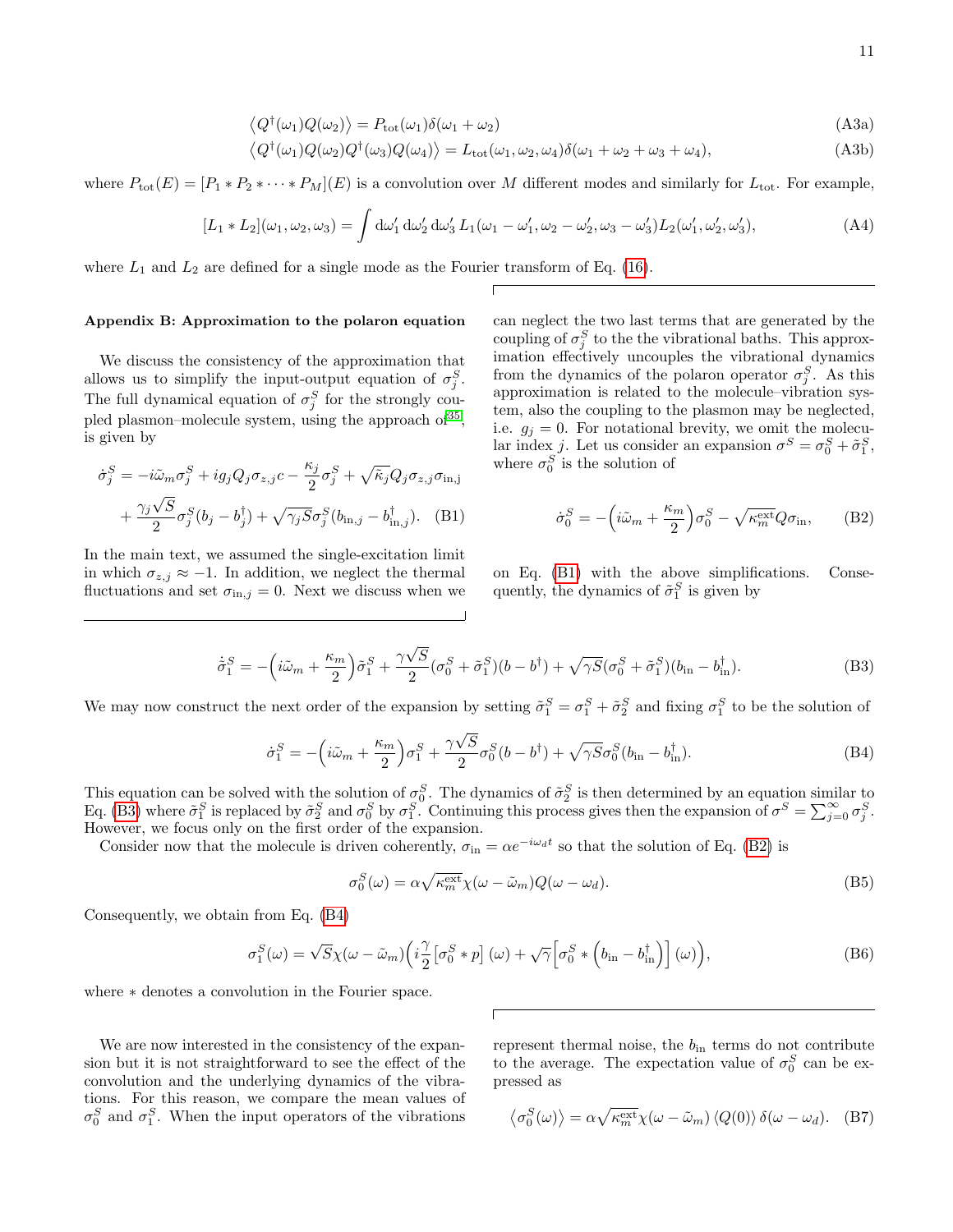$$\left\langle Q^{\dagger}(\omega_1)Q(\omega_2)\right\rangle = P_{\rm tot}(\omega_1)\delta(\omega_1+\omega_2) \tag{A3a}$$

$$\left\langle Q^{\dagger}(\omega_1)Q(\omega_2)Q^{\dagger}(\omega_3)Q(\omega_4)\right\rangle = L_{\rm tot}(\omega_1,\omega_2,\omega_4)\delta(\omega_1+\omega_2+\omega_3+\omega_4), \tag{A3b}$$

where $P_{\rm tot}(E) = [P_1 * P_2 * \cdots * P_M](E)$ is a convolution over $M$ different modes and similarly for $L_{\rm tot}$. For example,

$$[L_1 * L_2](\omega_1,\omega_2,\omega_3) = \int {\rm d}\omega_1'\,{\rm d}\omega_2'\,{\rm d}\omega_3'\,L_1(\omega_1-\omega_1',\omega_2-\omega_2',\omega_3-\omega_3')L_2(\omega_1',\omega_2',\omega_3'), \tag{A4}$$

where $L_1$ and $L_2$ are defined for a single mode as the Fourier transform of Eq. (16).

### Appendix B: Approximation to the polaron equation

We discuss the consistency of the approximation that allows us to simplify the input-output equation of $\sigma_j^S$. The full dynamical equation of $\sigma_j^S$ for the strongly coupled plasmon–molecule system, using the approach of[35], is given by

$$\dot{\sigma}_j^S = -i\tilde{\omega}_m\sigma_j^S + ig_jQ_j\sigma_{z,j}c - \frac{\kappa_j}{2}\sigma_j^S + \sqrt{\tilde{\kappa}_j}Q_j\sigma_{z,j}\sigma_{\rm in,j} + \frac{\gamma_j\sqrt{S}}{2}\sigma_j^S(b_j-b_j^{\dagger}) + \sqrt{\gamma_jS}\sigma_j^S(b_{{\rm in},j}-b_{{\rm in},j}^{\dagger}). \tag{B1}$$

In the main text, we assumed the single-excitation limit in which $\sigma_{z,j}\approx -1$. In addition, we neglect the thermal fluctuations and set $\sigma_{{\rm in},j}=0$. Next we discuss when we can neglect the two last terms that are generated by the coupling of $\sigma_j^S$ to the the vibrational baths. This approximation effectively uncouples the vibrational dynamics from the dynamics of the polaron operator $\sigma_j^S$. As this approximation is related to the molecule–vibration system, also the coupling to the plasmon may be neglected, i.e. $g_j=0$. For notational brevity, we omit the molecular index $j$. Let us consider an expansion $\sigma^S = \sigma_0^S + \tilde{\sigma}_1^S$, where $\sigma_0^S$ is the solution of

$$\dot{\sigma}_0^S = -\Big(i\tilde{\omega}_m + \frac{\kappa_m}{2}\Big)\sigma_0^S - \sqrt{\kappa_m^{\rm ext}}Q\sigma_{\rm in}, \tag{B2}$$

on Eq. (B1) with the above simplifications. Consequently, the dynamics of $\tilde{\sigma}_1^S$ is given by

$$\dot{\tilde{\sigma}}_1^S = -\Big(i\tilde{\omega}_m + \frac{\kappa_m}{2}\Big)\tilde{\sigma}_1^S + \frac{\gamma\sqrt{S}}{2}(\sigma_0^S+\tilde{\sigma}_1^S)(b-b^{\dagger}) + \sqrt{\gamma S}(\sigma_0^S+\tilde{\sigma}_1^S)(b_{\rm in}-b_{\rm in}^{\dagger}). \tag{B3}$$

We may now construct the next order of the expansion by setting $\tilde{\sigma}_1^S = \sigma_1^S + \tilde{\sigma}_2^S$ and fixing $\sigma_1^S$ to be the solution of

$$\dot{\sigma}_1^S = -\Big(i\tilde{\omega}_m + \frac{\kappa_m}{2}\Big)\sigma_1^S + \frac{\gamma\sqrt{S}}{2}\sigma_0^S(b-b^{\dagger}) + \sqrt{\gamma S}\sigma_0^S(b_{\rm in}-b_{\rm in}^{\dagger}). \tag{B4}$$

This equation can be solved with the solution of $\sigma_0^S$. The dynamics of $\tilde{\sigma}_2^S$ is then determined by an equation similar to Eq. (B3) where $\tilde{\sigma}_1^S$ is replaced by $\tilde{\sigma}_2^S$ and $\sigma_0^S$ by $\sigma_1^S$. Continuing this process gives then the expansion of $\sigma^S = \sum_{j=0}^{\infty}\sigma_j^S$. However, we focus only on the first order of the expansion.

Consider now that the molecule is driven coherently, $\sigma_{\rm in} = \alpha e^{-i\omega_d t}$ so that the solution of Eq. (B2) is

$$\sigma_0^S(\omega) = \alpha\sqrt{\kappa_m^{\rm ext}}\chi(\omega-\tilde{\omega}_m)Q(\omega-\omega_d). \tag{B5}$$

Consequently, we obtain from Eq. (B4)

$$\sigma_1^S(\omega) = \sqrt{S}\chi(\omega-\tilde{\omega}_m)\Big(i\frac{\gamma}{2}\left[\sigma_0^S * p\right](\omega) + \sqrt{\gamma}\Big[\sigma_0^S * \Big(b_{\rm in}-b_{\rm in}^{\dagger}\Big)\Big](\omega)\Big), \tag{B6}$$

where $*$ denotes a convolution in the Fourier space.

We are now interested in the consistency of the expansion but it is not straightforward to see the effect of the convolution and the underlying dynamics of the vibrations. For this reason, we compare the mean values of $\sigma_0^S$ and $\sigma_1^S$. When the input operators of the vibrations represent thermal noise, the $b_{\rm in}$ terms do not contribute to the average. The expectation value of $\sigma_0^S$ can be expressed as

$$\left\langle\sigma_0^S(\omega)\right\rangle = \alpha\sqrt{\kappa_m^{\rm ext}}\chi(\omega-\tilde{\omega}_m)\left\langle Q(0)\right\rangle\delta(\omega-\omega_d). \tag{B7}$$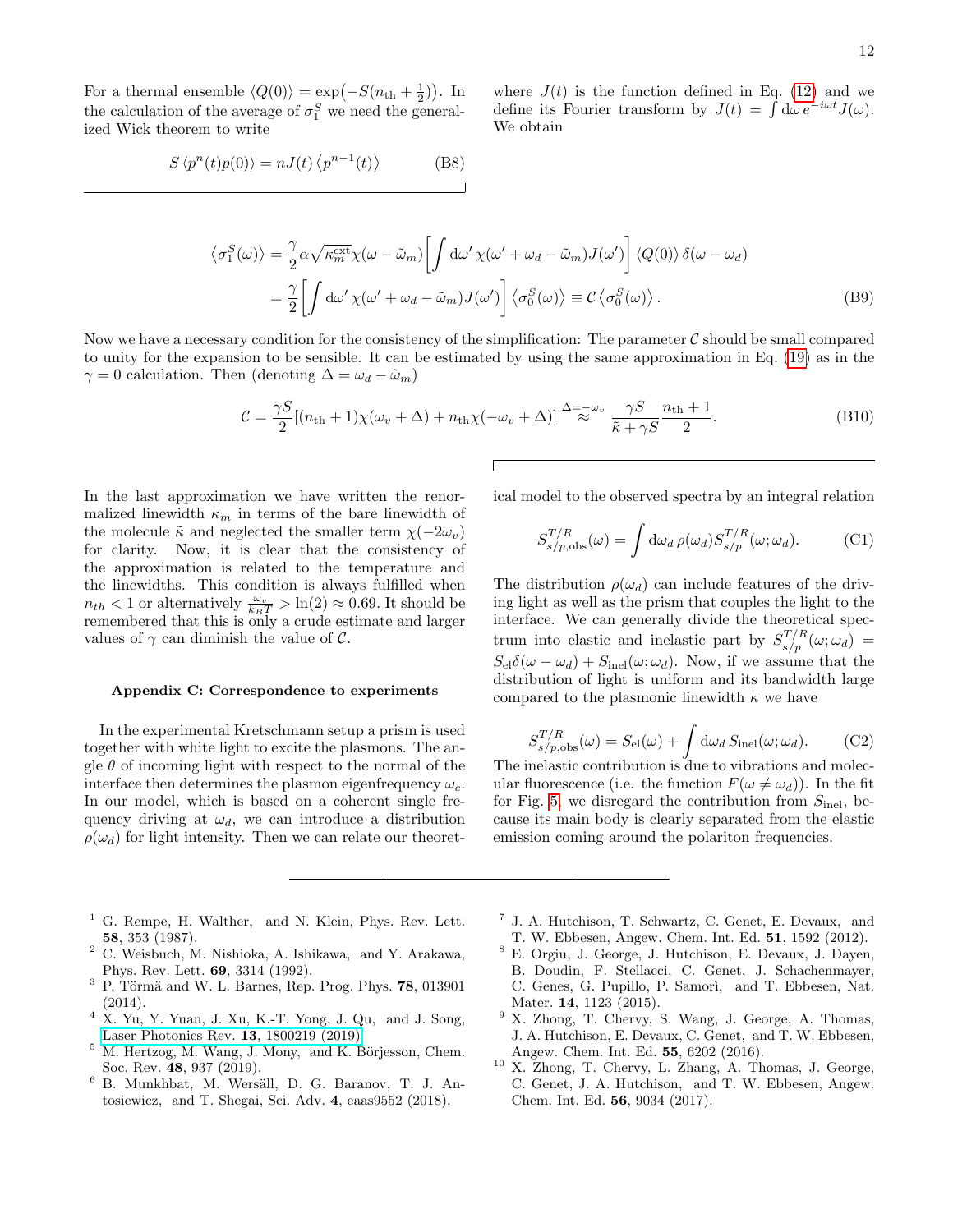For a thermal ensemble $\langle Q(0)\rangle = \exp\left(-S(n_{\rm th}+\frac{1}{2})\right)$. In the calculation of the average of $\sigma_1^S$ we need the generalized Wick theorem to write

$$S\left\langle p^n(t)p(0)\right\rangle = nJ(t)\left\langle p^{n-1}(t)\right\rangle \tag{B8}$$

where $J(t)$ is the function defined in Eq. (12) and we define its Fourier transform by $J(t) = \int \mathrm{d}\omega\, e^{-i\omega t}J(\omega)$. We obtain

$$\begin{aligned}\left\langle \sigma_1^S(\omega)\right\rangle &= \frac{\gamma}{2}\alpha\sqrt{\kappa_m^{\rm ext}}\chi(\omega-\tilde{\omega}_m)\left[\int \mathrm{d}\omega'\,\chi(\omega'+\omega_d-\tilde{\omega}_m)J(\omega')\right]\langle Q(0)\rangle\,\delta(\omega-\omega_d)\\ &= \frac{\gamma}{2}\left[\int \mathrm{d}\omega'\,\chi(\omega'+\omega_d-\tilde{\omega}_m)J(\omega')\right]\left\langle \sigma_0^S(\omega)\right\rangle \equiv \mathcal{C}\left\langle \sigma_0^S(\omega)\right\rangle.\end{aligned} \tag{B9}$$

Now we have a necessary condition for the consistency of the simplification: The parameter $\mathcal{C}$ should be small compared to unity for the expansion to be sensible. It can be estimated by using the same approximation in Eq. (19) as in the $\gamma = 0$ calculation. Then (denoting $\Delta = \omega_d - \tilde{\omega}_m$)

$$\mathcal{C} = \frac{\gamma S}{2}\left[(n_{\rm th}+1)\chi(\omega_v+\Delta) + n_{\rm th}\chi(-\omega_v+\Delta)\right] \overset{\Delta=-\omega_v}{\approx} \frac{\gamma S}{\tilde{\kappa}+\gamma S}\frac{n_{\rm th}+1}{2}. \tag{B10}$$

In the last approximation we have written the renormalized linewidth $\kappa_m$ in terms of the bare linewidth of the molecule $\tilde{\kappa}$ and neglected the smaller term $\chi(-2\omega_v)$ for clarity. Now, it is clear that the consistency of the approximation is related to the temperature and the linewidths. This condition is always fulfilled when $n_{th} < 1$ or alternatively $\frac{\omega_v}{k_B T} > \ln(2) \approx 0.69$. It should be remembered that this is only a crude estimate and larger values of $\gamma$ can diminish the value of $\mathcal{C}$.

### Appendix C: Correspondence to experiments

In the experimental Kretschmann setup a prism is used together with white light to excite the plasmons. The angle $\theta$ of incoming light with respect to the normal of the interface then determines the plasmon eigenfrequency $\omega_c$. In our model, which is based on a coherent single frequency driving at $\omega_d$, we can introduce a distribution $\rho(\omega_d)$ for light intensity. Then we can relate our theoretical model to the observed spectra by an integral relation

$$S^{T/R}_{s/p,\rm obs}(\omega) = \int \mathrm{d}\omega_d\,\rho(\omega_d)S^{T/R}_{s/p}(\omega;\omega_d). \tag{C1}$$

The distribution $\rho(\omega_d)$ can include features of the driving light as well as the prism that couples the light to the interface. We can generally divide the theoretical spectrum into elastic and inelastic part by $S^{T/R}_{s/p}(\omega;\omega_d) = S_{\rm el}\delta(\omega-\omega_d) + S_{\rm inel}(\omega;\omega_d)$. Now, if we assume that the distribution of light is uniform and its bandwidth large compared to the plasmonic linewidth $\kappa$ we have

$$S^{T/R}_{s/p,\rm obs}(\omega) = S_{\rm el}(\omega) + \int \mathrm{d}\omega_d\,S_{\rm inel}(\omega;\omega_d). \tag{C2}$$

The inelastic contribution is due to vibrations and molecular fluorescence (i.e. the function $F(\omega \neq \omega_d)$). In the fit for Fig. 5, we disregard the contribution from $S_{\rm inel}$, because its main body is clearly separated from the elastic emission coming around the polariton frequencies.

---

[1] G. Rempe, H. Walther, and N. Klein, Phys. Rev. Lett. **58**, 353 (1987).

[2] C. Weisbuch, M. Nishioka, A. Ishikawa, and Y. Arakawa, Phys. Rev. Lett. **69**, 3314 (1992).

[3] P. Törmä and W. L. Barnes, Rep. Prog. Phys. **78**, 013901 (2014).

[4] X. Yu, Y. Yuan, J. Xu, K.-T. Yong, J. Qu, and J. Song, Laser Photonics Rev. **13**, 1800219 (2019).

[5] M. Hertzog, M. Wang, J. Mony, and K. Börjesson, Chem. Soc. Rev. **48**, 937 (2019).

[6] B. Munkhbat, M. Wersäll, D. G. Baranov, T. J. Antosiewicz, and T. Shegai, Sci. Adv. **4**, eaas9552 (2018).

[7] J. A. Hutchison, T. Schwartz, C. Genet, E. Devaux, and T. W. Ebbesen, Angew. Chem. Int. Ed. **51**, 1592 (2012).

[8] E. Orgiu, J. George, J. Hutchison, E. Devaux, J. Dayen, B. Doudin, F. Stellacci, C. Genet, J. Schachenmayer, C. Genes, G. Pupillo, P. Samorì, and T. Ebbesen, Nat. Mater. **14**, 1123 (2015).

[9] X. Zhong, T. Chervy, S. Wang, J. George, A. Thomas, J. A. Hutchison, E. Devaux, C. Genet, and T. W. Ebbesen, Angew. Chem. Int. Ed. **55**, 6202 (2016).

[10] X. Zhong, T. Chervy, L. Zhang, A. Thomas, J. George, C. Genet, J. A. Hutchison, and T. W. Ebbesen, Angew. Chem. Int. Ed. **56**, 9034 (2017).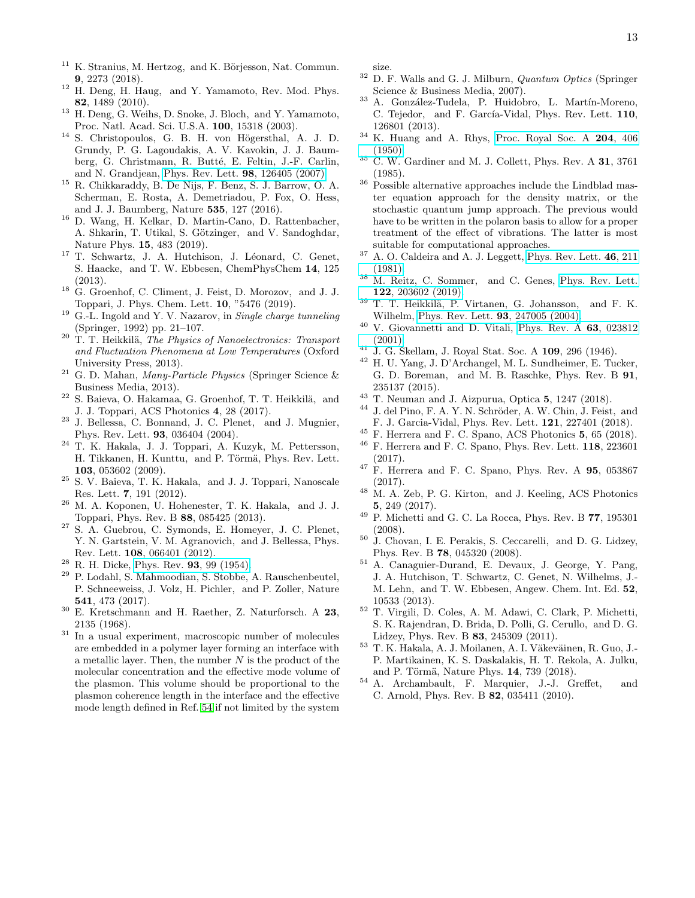[11] K. Stranius, M. Hertzog, and K. Börjesson, Nat. Commun. **9**, 2273 (2018).

[12] H. Deng, H. Haug, and Y. Yamamoto, Rev. Mod. Phys. **82**, 1489 (2010).

[13] H. Deng, G. Weihs, D. Snoke, J. Bloch, and Y. Yamamoto, Proc. Natl. Acad. Sci. U.S.A. **100**, 15318 (2003).

[14] S. Christopoulos, G. B. H. von Högersthal, A. J. D. Grundy, P. G. Lagoudakis, A. V. Kavokin, J. J. Baumberg, G. Christmann, R. Butté, E. Feltin, J.-F. Carlin, and N. Grandjean, Phys. Rev. Lett. **98**, 126405 (2007).

[15] R. Chikkaraddy, B. De Nijs, F. Benz, S. J. Barrow, O. A. Scherman, E. Rosta, A. Demetriadou, P. Fox, O. Hess, and J. J. Baumberg, Nature **535**, 127 (2016).

[16] D. Wang, H. Kelkar, D. Martin-Cano, D. Rattenbacher, A. Shkarin, T. Utikal, S. Götzinger, and V. Sandoghdar, Nature Phys. **15**, 483 (2019).

[17] T. Schwartz, J. A. Hutchison, J. Léonard, C. Genet, S. Haacke, and T. W. Ebbesen, ChemPhysChem **14**, 125 (2013).

[18] G. Groenhof, C. Climent, J. Feist, D. Morozov, and J. J. Toppari, J. Phys. Chem. Lett. **10**, "5476 (2019).

[19] G.-L. Ingold and Y. V. Nazarov, in *Single charge tunneling* (Springer, 1992) pp. 21–107.

[20] T. T. Heikkilä, *The Physics of Nanoelectronics: Transport and Fluctuation Phenomena at Low Temperatures* (Oxford University Press, 2013).

[21] G. D. Mahan, *Many-Particle Physics* (Springer Science & Business Media, 2013).

[22] S. Baieva, O. Hakamaa, G. Groenhof, T. T. Heikkilä, and J. J. Toppari, ACS Photonics **4**, 28 (2017).

[23] J. Bellessa, C. Bonnand, J. C. Plenet, and J. Mugnier, Phys. Rev. Lett. **93**, 036404 (2004).

[24] T. K. Hakala, J. J. Toppari, A. Kuzyk, M. Pettersson, H. Tikkanen, H. Kunttu, and P. Törmä, Phys. Rev. Lett. **103**, 053602 (2009).

[25] S. V. Baieva, T. K. Hakala, and J. J. Toppari, Nanoscale Res. Lett. **7**, 191 (2012).

[26] M. A. Koponen, U. Hohenester, T. K. Hakala, and J. J. Toppari, Phys. Rev. B **88**, 085425 (2013).

[27] S. A. Guebrou, C. Symonds, E. Homeyer, J. C. Plenet, Y. N. Gartstein, V. M. Agranovich, and J. Bellessa, Phys. Rev. Lett. **108**, 066401 (2012).

[28] R. H. Dicke, Phys. Rev. **93**, 99 (1954).

[29] P. Lodahl, S. Mahmoodian, S. Stobbe, A. Rauschenbeutel, P. Schneeweiss, J. Volz, H. Pichler, and P. Zoller, Nature **541**, 473 (2017).

[30] E. Kretschmann and H. Raether, Z. Naturforsch. A **23**, 2135 (1968).

[31] In a usual experiment, macroscopic number of molecules are embedded in a polymer layer forming an interface with a metallic layer. Then, the number $N$ is the product of the molecular concentration and the effective mode volume of the plasmon. This volume should be proportional to the plasmon coherence length in the interface and the effective mode length defined in Ref. [54] if not limited by the system size.

[32] D. F. Walls and G. J. Milburn, *Quantum Optics* (Springer Science & Business Media, 2007).

[33] A. González-Tudela, P. Huidobro, L. Martín-Moreno, C. Tejedor, and F. García-Vidal, Phys. Rev. Lett. **110**, 126801 (2013).

[34] K. Huang and A. Rhys, Proc. Royal Soc. A **204**, 406 (1950).

[35] C. W. Gardiner and M. J. Collett, Phys. Rev. A **31**, 3761 (1985).

[36] Possible alternative approaches include the Lindblad master equation approach for the density matrix, or the stochastic quantum jump approach. The previous would have to be written in the polaron basis to allow for a proper treatment of the effect of vibrations. The latter is most suitable for computational approaches.

[37] A. O. Caldeira and A. J. Leggett, Phys. Rev. Lett. **46**, 211 (1981).

[38] M. Reitz, C. Sommer, and C. Genes, Phys. Rev. Lett. **122**, 203602 (2019).

[39] T. T. Heikkilä, P. Virtanen, G. Johansson, and F. K. Wilhelm, Phys. Rev. Lett. **93**, 247005 (2004).

[40] V. Giovannetti and D. Vitali, Phys. Rev. A **63**, 023812 (2001).

[41] J. G. Skellam, J. Royal Stat. Soc. A **109**, 296 (1946).

[42] H. U. Yang, J. D'Archangel, M. L. Sundheimer, E. Tucker, G. D. Boreman, and M. B. Raschke, Phys. Rev. B **91**, 235137 (2015).

[43] T. Neuman and J. Aizpurua, Optica **5**, 1247 (2018).

[44] J. del Pino, F. A. Y. N. Schröder, A. W. Chin, J. Feist, and F. J. Garcia-Vidal, Phys. Rev. Lett. **121**, 227401 (2018).

[45] F. Herrera and F. C. Spano, ACS Photonics **5**, 65 (2018).

[46] F. Herrera and F. C. Spano, Phys. Rev. Lett. **118**, 223601 (2017).

[47] F. Herrera and F. C. Spano, Phys. Rev. A **95**, 053867 (2017).

[48] M. A. Zeb, P. G. Kirton, and J. Keeling, ACS Photonics **5**, 249 (2017).

[49] P. Michetti and G. C. La Rocca, Phys. Rev. B **77**, 195301 (2008).

[50] J. Chovan, I. E. Perakis, S. Ceccarelli, and D. G. Lidzey, Phys. Rev. B **78**, 045320 (2008).

[51] A. Canaguier-Durand, E. Devaux, J. George, Y. Pang, J. A. Hutchison, T. Schwartz, C. Genet, N. Wilhelms, J.-M. Lehn, and T. W. Ebbesen, Angew. Chem. Int. Ed. **52**, 10533 (2013).

[52] T. Virgili, D. Coles, A. M. Adawi, C. Clark, P. Michetti, S. K. Rajendran, D. Brida, D. Polli, G. Cerullo, and D. G. Lidzey, Phys. Rev. B **83**, 245309 (2011).

[53] T. K. Hakala, A. J. Moilanen, A. I. Väkeväinen, R. Guo, J.-P. Martikainen, K. S. Daskalakis, H. T. Rekola, A. Julku, and P. Törmä, Nature Phys. **14**, 739 (2018).

[54] A. Archambault, F. Marquier, J.-J. Greffet, and C. Arnold, Phys. Rev. B **82**, 035411 (2010).